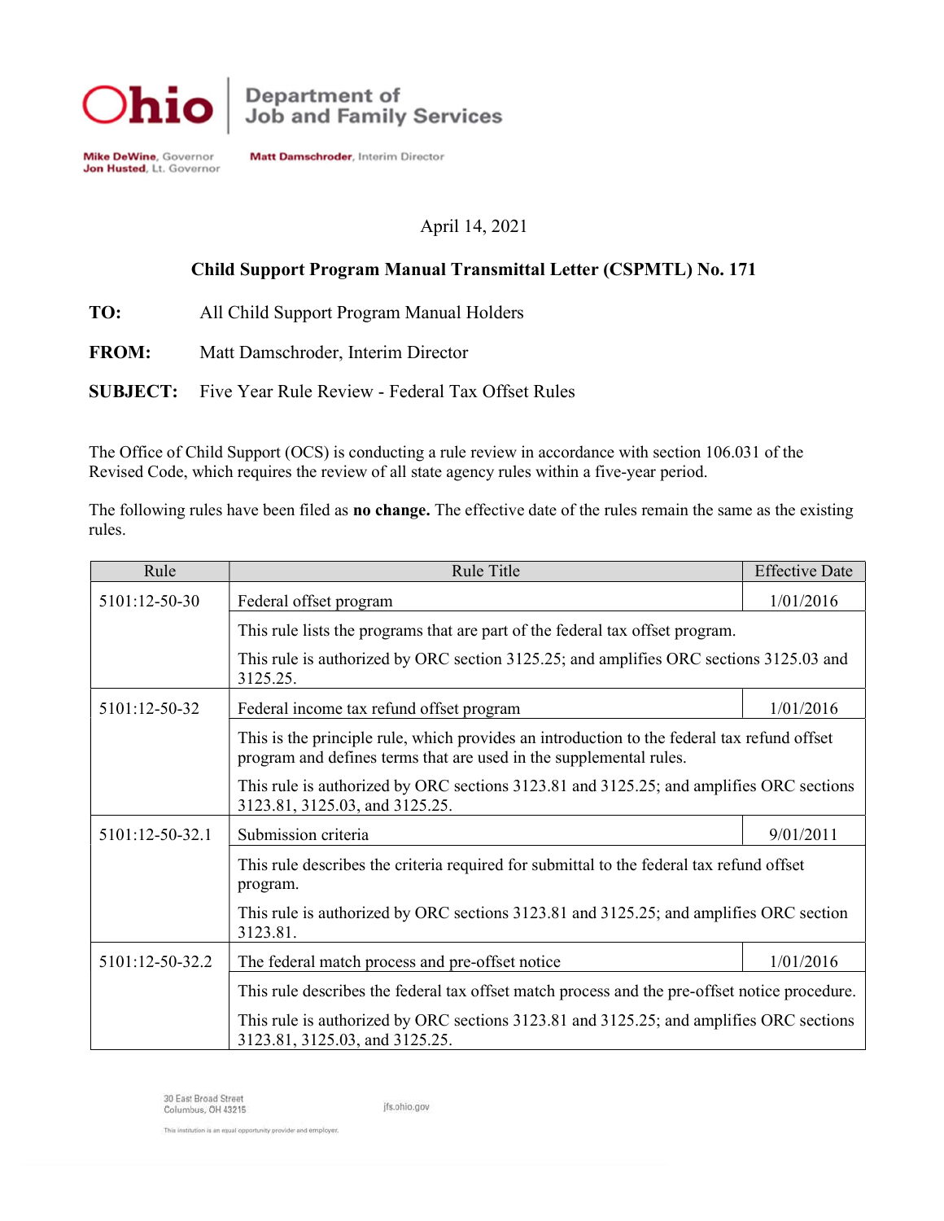Ohio | Department of Job and Family Services

**Mike DeWine**, Governor
**Jon Husted**, Lt. Governor

**Matt Damschroder**, Interim Director

April 14, 2021

**Child Support Program Manual Transmittal Letter (CSPMTL) No. 171**

**TO:** All Child Support Program Manual Holders

**FROM:** Matt Damschroder, Interim Director

**SUBJECT:** Five Year Rule Review - Federal Tax Offset Rules

The Office of Child Support (OCS) is conducting a rule review in accordance with section 106.031 of the Revised Code, which requires the review of all state agency rules within a five-year period.

The following rules have been filed as **no change.** The effective date of the rules remain the same as the existing rules.

| Rule | Rule Title | Effective Date |
|---|---|---|
| 5101:12-50-30 | Federal offset program | 1/01/2016 |
| | This rule lists the programs that are part of the federal tax offset program. This rule is authorized by ORC section 3125.25; and amplifies ORC sections 3125.03 and 3125.25. | |
| 5101:12-50-32 | Federal income tax refund offset program | 1/01/2016 |
| | This is the principle rule, which provides an introduction to the federal tax refund offset program and defines terms that are used in the supplemental rules. This rule is authorized by ORC sections 3123.81 and 3125.25; and amplifies ORC sections 3123.81, 3125.03, and 3125.25. | |
| 5101:12-50-32.1 | Submission criteria | 9/01/2011 |
| | This rule describes the criteria required for submittal to the federal tax refund offset program. This rule is authorized by ORC sections 3123.81 and 3125.25; and amplifies ORC section 3123.81. | |
| 5101:12-50-32.2 | The federal match process and pre-offset notice | 1/01/2016 |
| | This rule describes the federal tax offset match process and the pre-offset notice procedure. This rule is authorized by ORC sections 3123.81 and 3125.25; and amplifies ORC sections 3123.81, 3125.03, and 3125.25. | |

30 East Broad Street
Columbus, OH 43215

jfs.ohio.gov

This institution is an equal opportunity provider and employer.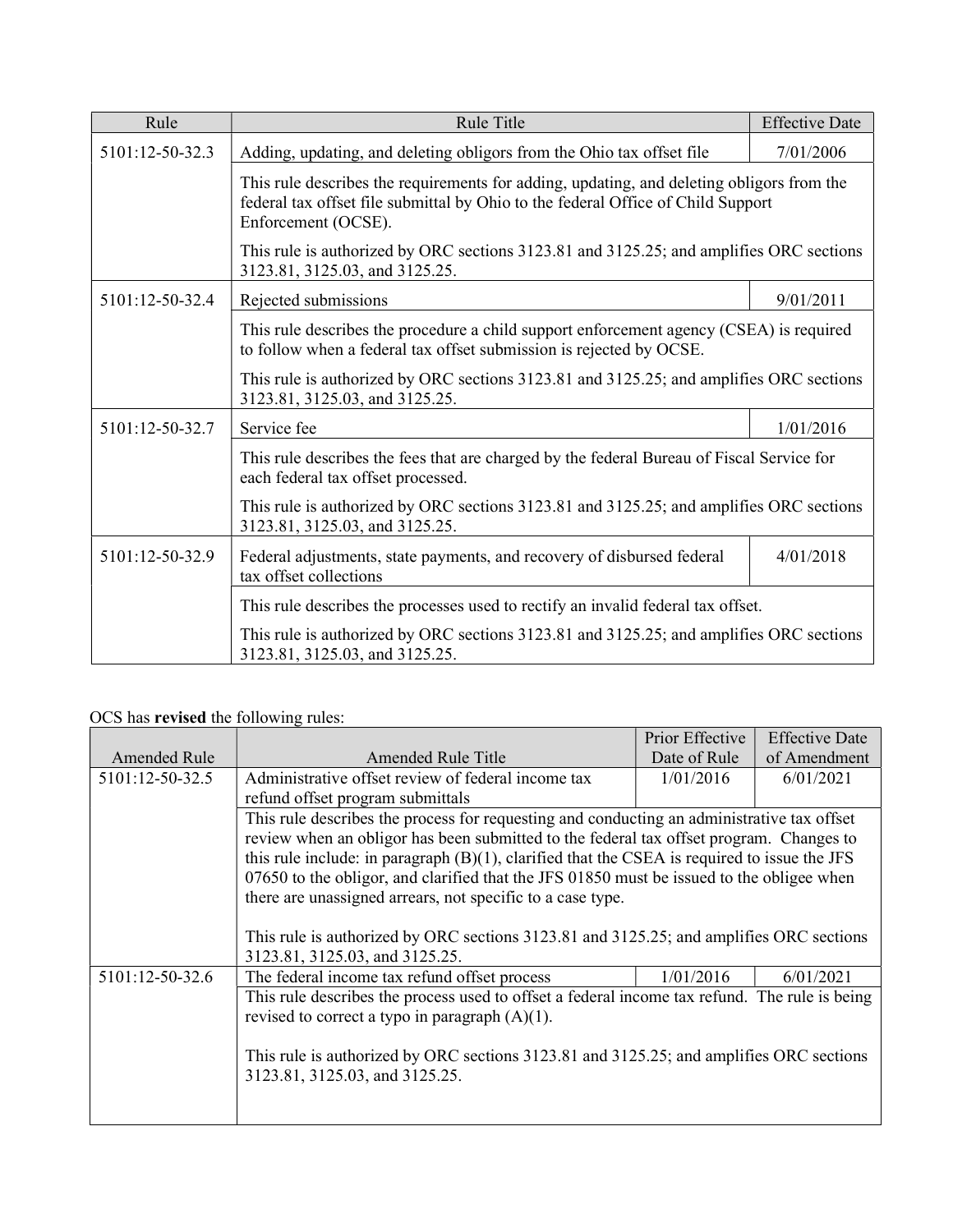| Rule | Rule Title | Effective Date |
| --- | --- | --- |
| 5101:12-50-32.3 | Adding, updating, and deleting obligors from the Ohio tax offset file | 7/01/2006 |
| | This rule describes the requirements for adding, updating, and deleting obligors from the federal tax offset file submittal by Ohio to the federal Office of Child Support Enforcement (OCSE). This rule is authorized by ORC sections 3123.81 and 3125.25; and amplifies ORC sections 3123.81, 3125.03, and 3125.25. | |
| 5101:12-50-32.4 | Rejected submissions | 9/01/2011 |
| | This rule describes the procedure a child support enforcement agency (CSEA) is required to follow when a federal tax offset submission is rejected by OCSE. This rule is authorized by ORC sections 3123.81 and 3125.25; and amplifies ORC sections 3123.81, 3125.03, and 3125.25. | |
| 5101:12-50-32.7 | Service fee | 1/01/2016 |
| | This rule describes the fees that are charged by the federal Bureau of Fiscal Service for each federal tax offset processed. This rule is authorized by ORC sections 3123.81 and 3125.25; and amplifies ORC sections 3123.81, 3125.03, and 3125.25. | |
| 5101:12-50-32.9 | Federal adjustments, state payments, and recovery of disbursed federal tax offset collections | 4/01/2018 |
| | This rule describes the processes used to rectify an invalid federal tax offset. This rule is authorized by ORC sections 3123.81 and 3125.25; and amplifies ORC sections 3123.81, 3125.03, and 3125.25. | |

OCS has **revised** the following rules:

| Amended Rule | Amended Rule Title | Prior Effective Date of Rule | Effective Date of Amendment |
| --- | --- | --- | --- |
| 5101:12-50-32.5 | Administrative offset review of federal income tax refund offset program submittals | 1/01/2016 | 6/01/2021 |
| | This rule describes the process for requesting and conducting an administrative tax offset review when an obligor has been submitted to the federal tax offset program. Changes to this rule include: in paragraph (B)(1), clarified that the CSEA is required to issue the JFS 07650 to the obligor, and clarified that the JFS 01850 must be issued to the obligee when there are unassigned arrears, not specific to a case type. This rule is authorized by ORC sections 3123.81 and 3125.25; and amplifies ORC sections 3123.81, 3125.03, and 3125.25. | | |
| 5101:12-50-32.6 | The federal income tax refund offset process | 1/01/2016 | 6/01/2021 |
| | This rule describes the process used to offset a federal income tax refund. The rule is being revised to correct a typo in paragraph (A)(1). This rule is authorized by ORC sections 3123.81 and 3125.25; and amplifies ORC sections 3123.81, 3125.03, and 3125.25. | | |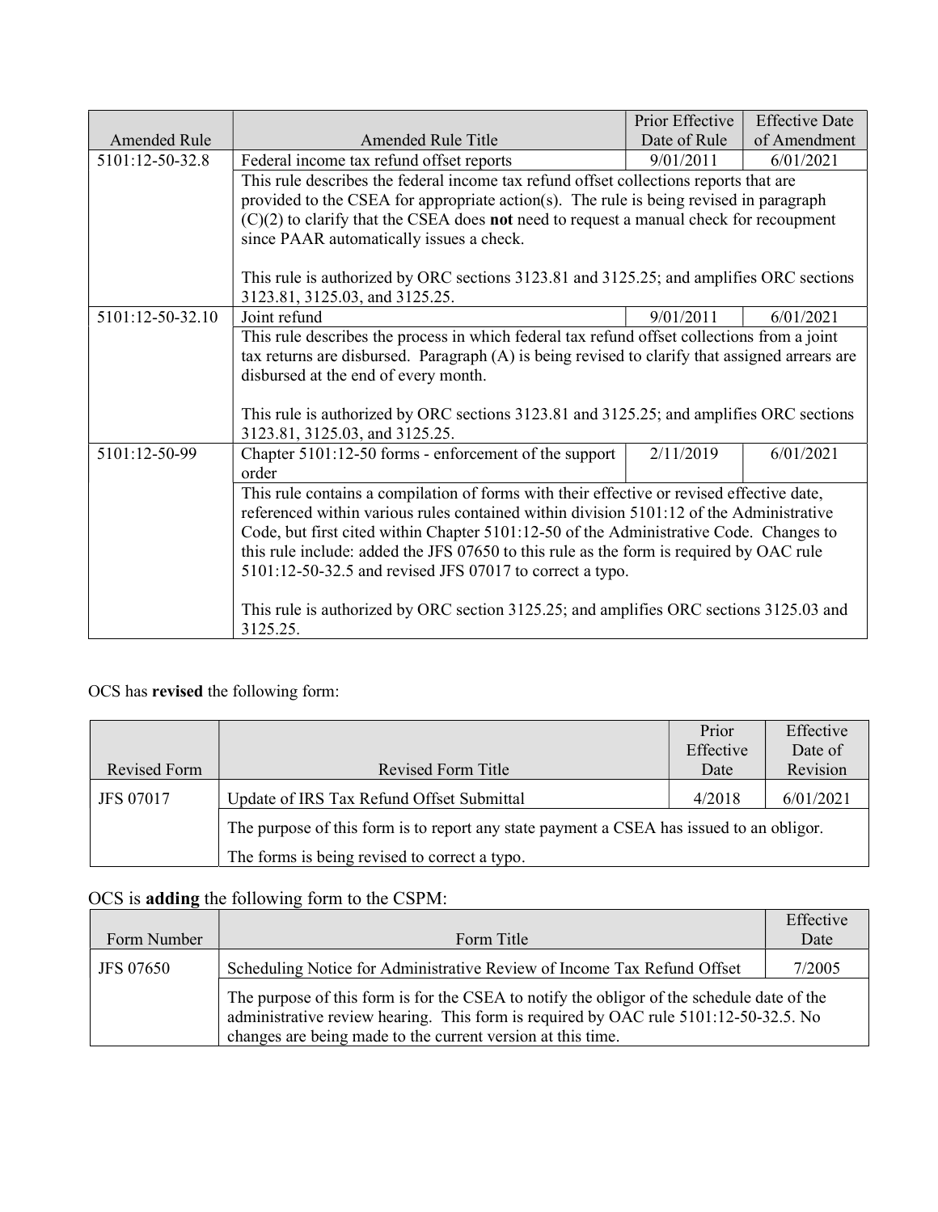| Amended Rule | Amended Rule Title | Prior Effective Date of Rule | Effective Date of Amendment |
|---|---|---|---|
| 5101:12-50-32.8 | Federal income tax refund offset reports | 9/01/2011 | 6/01/2021 |
| | This rule describes the federal income tax refund offset collections reports that are provided to the CSEA for appropriate action(s). The rule is being revised in paragraph (C)(2) to clarify that the CSEA does **not** need to request a manual check for recoupment since PAAR automatically issues a check.<br><br>This rule is authorized by ORC sections 3123.81 and 3125.25; and amplifies ORC sections 3123.81, 3125.03, and 3125.25. | | |
| 5101:12-50-32.10 | Joint refund | 9/01/2011 | 6/01/2021 |
| | This rule describes the process in which federal tax refund offset collections from a joint tax returns are disbursed. Paragraph (A) is being revised to clarify that assigned arrears are disbursed at the end of every month.<br><br>This rule is authorized by ORC sections 3123.81 and 3125.25; and amplifies ORC sections 3123.81, 3125.03, and 3125.25. | | |
| 5101:12-50-99 | Chapter 5101:12-50 forms - enforcement of the support order | 2/11/2019 | 6/01/2021 |
| | This rule contains a compilation of forms with their effective or revised effective date, referenced within various rules contained within division 5101:12 of the Administrative Code, but first cited within Chapter 5101:12-50 of the Administrative Code. Changes to this rule include: added the JFS 07650 to this rule as the form is required by OAC rule 5101:12-50-32.5 and revised JFS 07017 to correct a typo.<br><br>This rule is authorized by ORC section 3125.25; and amplifies ORC sections 3125.03 and 3125.25. | | |

OCS has **revised** the following form:

| Revised Form | Revised Form Title | Prior Effective Date | Effective Date of Revision |
|---|---|---|---|
| JFS 07017 | Update of IRS Tax Refund Offset Submittal | 4/2018 | 6/01/2021 |
| | The purpose of this form is to report any state payment a CSEA has issued to an obligor.<br><br>The forms is being revised to correct a typo. | | |

OCS is **adding** the following form to the CSPM:

| Form Number | Form Title | Effective Date |
|---|---|---|
| JFS 07650 | Scheduling Notice for Administrative Review of Income Tax Refund Offset | 7/2005 |
| | The purpose of this form is for the CSEA to notify the obligor of the schedule date of the administrative review hearing. This form is required by OAC rule 5101:12-50-32.5. No changes are being made to the current version at this time. | |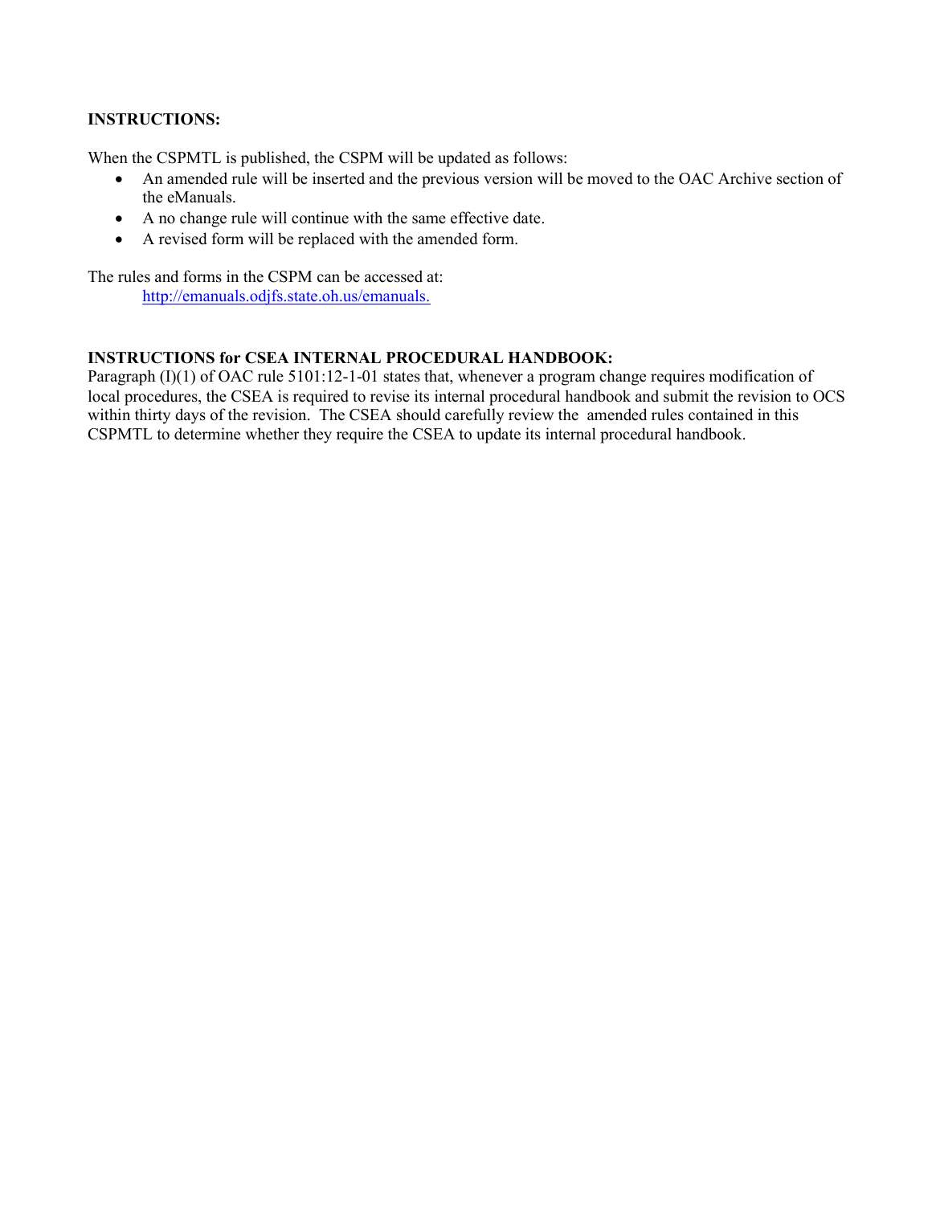**INSTRUCTIONS:**

When the CSPMTL is published, the CSPM will be updated as follows:

- An amended rule will be inserted and the previous version will be moved to the OAC Archive section of the eManuals.
- A no change rule will continue with the same effective date.
- A revised form will be replaced with the amended form.

The rules and forms in the CSPM can be accessed at:

http://emanuals.odjfs.state.oh.us/emanuals.

**INSTRUCTIONS for CSEA INTERNAL PROCEDURAL HANDBOOK:**

Paragraph (I)(1) of OAC rule 5101:12-1-01 states that, whenever a program change requires modification of local procedures, the CSEA is required to revise its internal procedural handbook and submit the revision to OCS within thirty days of the revision. The CSEA should carefully review the amended rules contained in this CSPMTL to determine whether they require the CSEA to update its internal procedural handbook.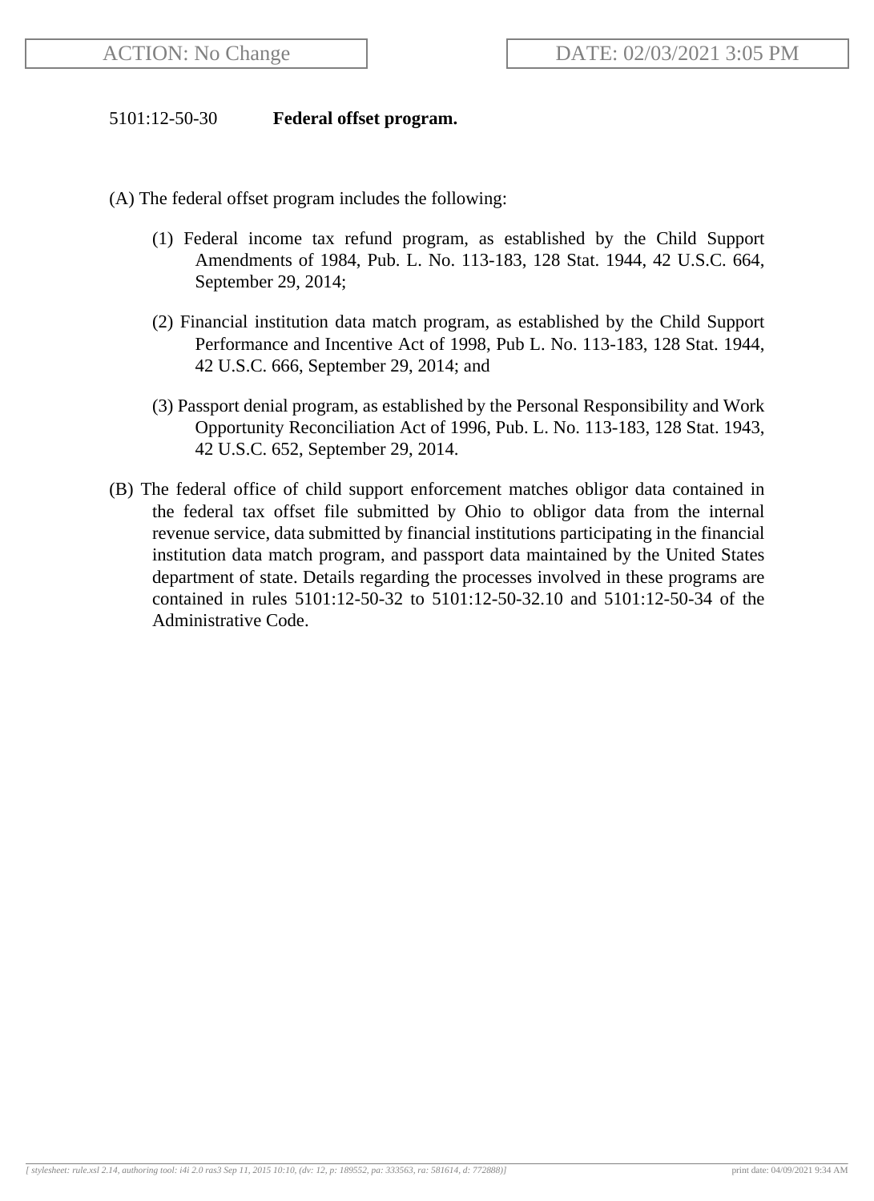ACTION: No Change

DATE: 02/03/2021 3:05 PM

5101:12-50-30 **Federal offset program.**

(A) The federal offset program includes the following:

(1) Federal income tax refund program, as established by the Child Support Amendments of 1984, Pub. L. No. 113-183, 128 Stat. 1944, 42 U.S.C. 664, September 29, 2014;

(2) Financial institution data match program, as established by the Child Support Performance and Incentive Act of 1998, Pub L. No. 113-183, 128 Stat. 1944, 42 U.S.C. 666, September 29, 2014; and

(3) Passport denial program, as established by the Personal Responsibility and Work Opportunity Reconciliation Act of 1996, Pub. L. No. 113-183, 128 Stat. 1943, 42 U.S.C. 652, September 29, 2014.

(B) The federal office of child support enforcement matches obligor data contained in the federal tax offset file submitted by Ohio to obligor data from the internal revenue service, data submitted by financial institutions participating in the financial institution data match program, and passport data maintained by the United States department of state. Details regarding the processes involved in these programs are contained in rules 5101:12-50-32 to 5101:12-50-32.10 and 5101:12-50-34 of the Administrative Code.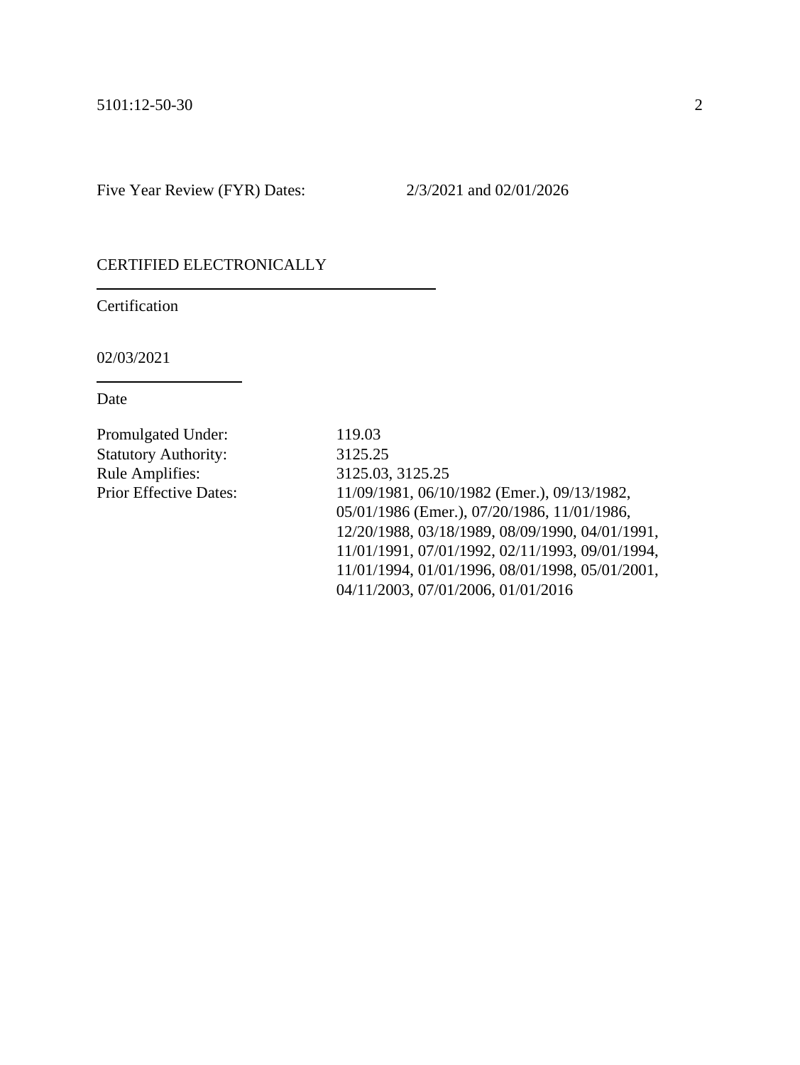Five Year Review (FYR) Dates: 2/3/2021 and 02/01/2026

CERTIFIED ELECTRONICALLY

Certification

02/03/2021

Date

Promulgated Under: 119.03
Statutory Authority: 3125.25
Rule Amplifies: 3125.03, 3125.25
Prior Effective Dates: 11/09/1981, 06/10/1982 (Emer.), 09/13/1982, 05/01/1986 (Emer.), 07/20/1986, 11/01/1986, 12/20/1988, 03/18/1989, 08/09/1990, 04/01/1991, 11/01/1991, 07/01/1992, 02/11/1993, 09/01/1994, 11/01/1994, 01/01/1996, 08/01/1998, 05/01/2001, 04/11/2003, 07/01/2006, 01/01/2016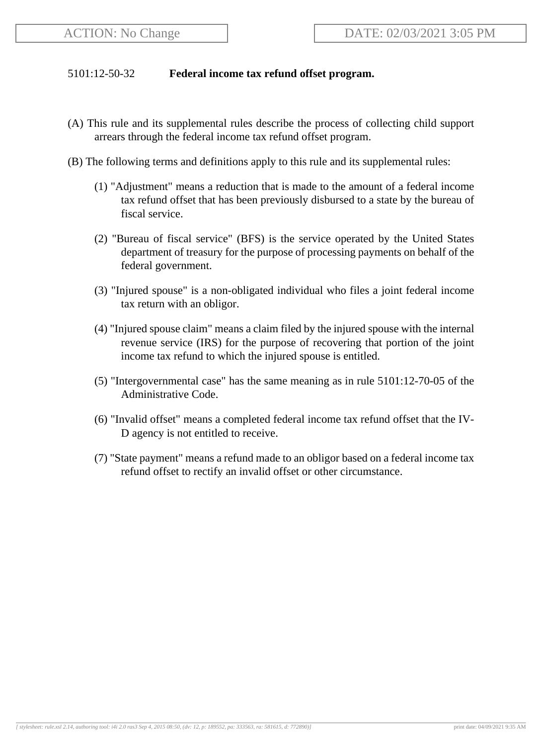ACTION: No Change

DATE: 02/03/2021 3:05 PM

5101:12-50-32 **Federal income tax refund offset program.**

(A) This rule and its supplemental rules describe the process of collecting child support arrears through the federal income tax refund offset program.

(B) The following terms and definitions apply to this rule and its supplemental rules:

(1) "Adjustment" means a reduction that is made to the amount of a federal income tax refund offset that has been previously disbursed to a state by the bureau of fiscal service.

(2) "Bureau of fiscal service" (BFS) is the service operated by the United States department of treasury for the purpose of processing payments on behalf of the federal government.

(3) "Injured spouse" is a non-obligated individual who files a joint federal income tax return with an obligor.

(4) "Injured spouse claim" means a claim filed by the injured spouse with the internal revenue service (IRS) for the purpose of recovering that portion of the joint income tax refund to which the injured spouse is entitled.

(5) "Intergovernmental case" has the same meaning as in rule 5101:12-70-05 of the Administrative Code.

(6) "Invalid offset" means a completed federal income tax refund offset that the IV-D agency is not entitled to receive.

(7) "State payment" means a refund made to an obligor based on a federal income tax refund offset to rectify an invalid offset or other circumstance.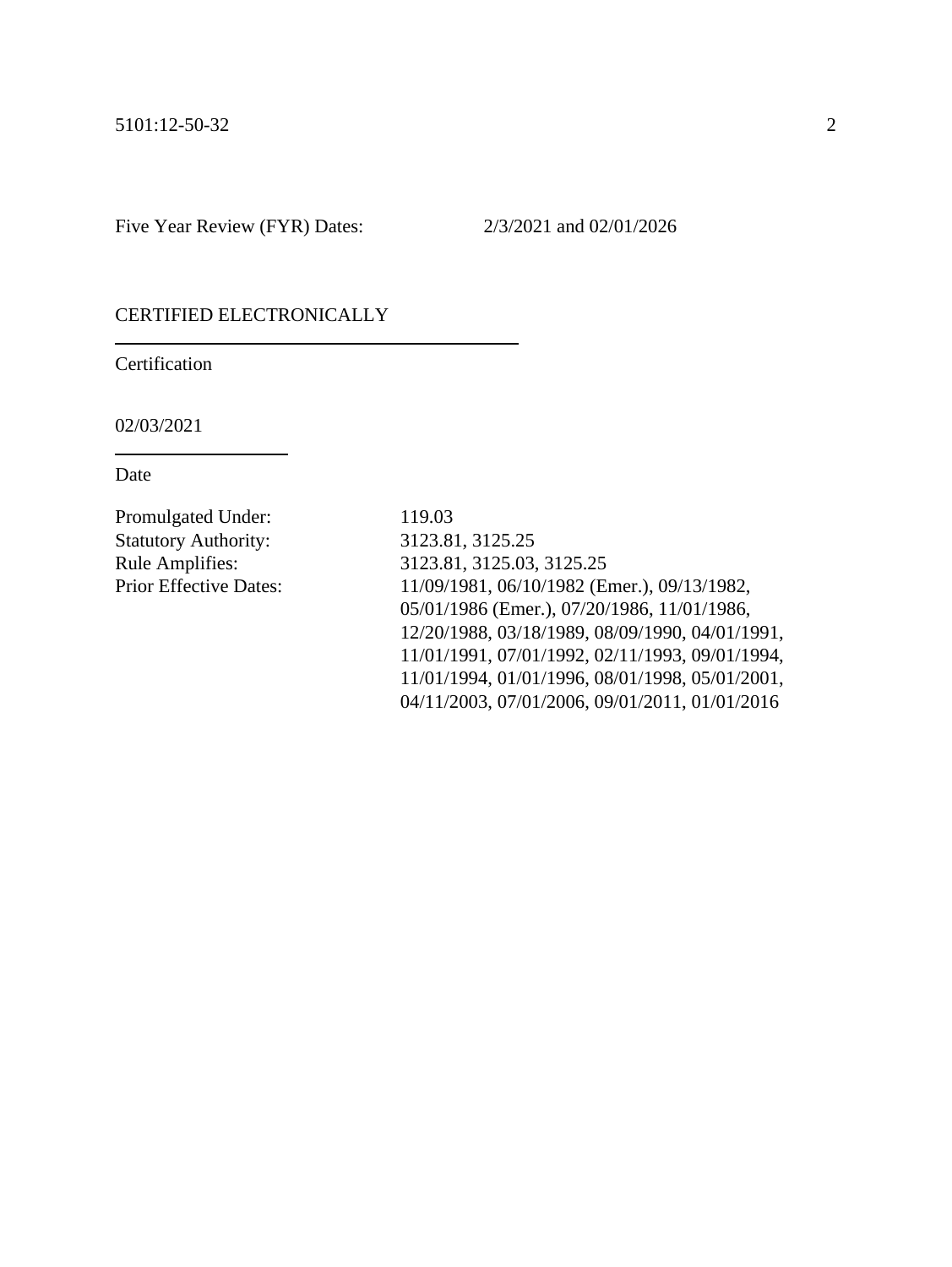Five Year Review (FYR) Dates: 2/3/2021 and 02/01/2026

CERTIFIED ELECTRONICALLY

Certification

02/03/2021

Date

Promulgated Under: 119.03
Statutory Authority: 3123.81, 3125.25
Rule Amplifies: 3123.81, 3125.03, 3125.25
Prior Effective Dates: 11/09/1981, 06/10/1982 (Emer.), 09/13/1982, 05/01/1986 (Emer.), 07/20/1986, 11/01/1986, 12/20/1988, 03/18/1989, 08/09/1990, 04/01/1991, 11/01/1991, 07/01/1992, 02/11/1993, 09/01/1994, 11/01/1994, 01/01/1996, 08/01/1998, 05/01/2001, 04/11/2003, 07/01/2006, 09/01/2011, 01/01/2016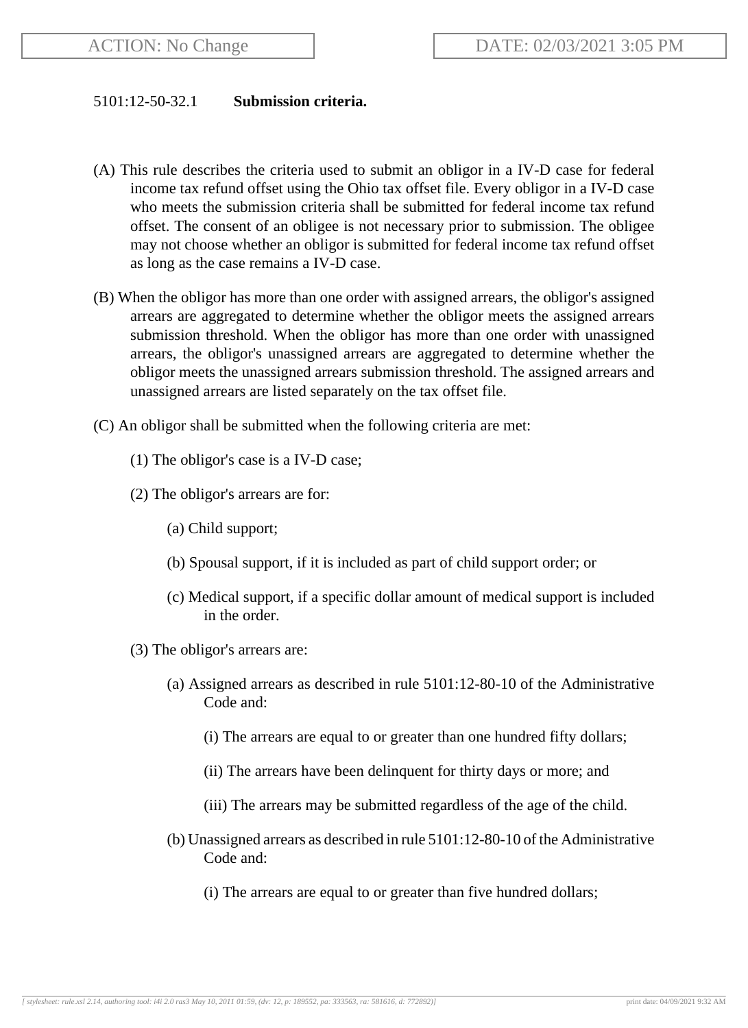ACTION: No Change

DATE: 02/03/2021 3:05 PM

5101:12-50-32.1 **Submission criteria.**

(A) This rule describes the criteria used to submit an obligor in a IV-D case for federal income tax refund offset using the Ohio tax offset file. Every obligor in a IV-D case who meets the submission criteria shall be submitted for federal income tax refund offset. The consent of an obligee is not necessary prior to submission. The obligee may not choose whether an obligor is submitted for federal income tax refund offset as long as the case remains a IV-D case.

(B) When the obligor has more than one order with assigned arrears, the obligor's assigned arrears are aggregated to determine whether the obligor meets the assigned arrears submission threshold. When the obligor has more than one order with unassigned arrears, the obligor's unassigned arrears are aggregated to determine whether the obligor meets the unassigned arrears submission threshold. The assigned arrears and unassigned arrears are listed separately on the tax offset file.

(C) An obligor shall be submitted when the following criteria are met:

(1) The obligor's case is a IV-D case;

(2) The obligor's arrears are for:

(a) Child support;

(b) Spousal support, if it is included as part of child support order; or

(c) Medical support, if a specific dollar amount of medical support is included in the order.

(3) The obligor's arrears are:

(a) Assigned arrears as described in rule 5101:12-80-10 of the Administrative Code and:

(i) The arrears are equal to or greater than one hundred fifty dollars;

(ii) The arrears have been delinquent for thirty days or more; and

(iii) The arrears may be submitted regardless of the age of the child.

(b) Unassigned arrears as described in rule 5101:12-80-10 of the Administrative Code and:

(i) The arrears are equal to or greater than five hundred dollars;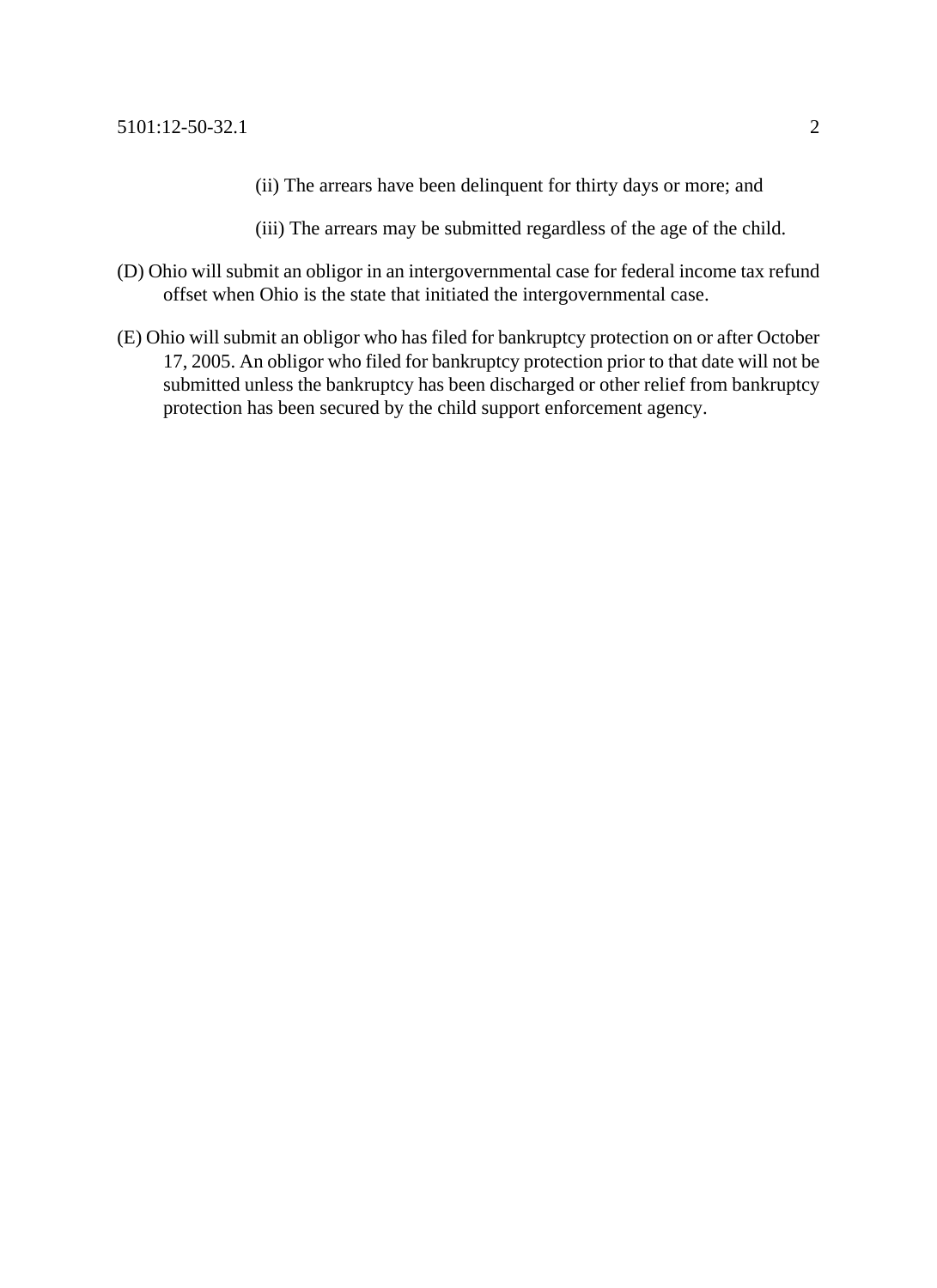(ii) The arrears have been delinquent for thirty days or more; and

(iii) The arrears may be submitted regardless of the age of the child.

(D) Ohio will submit an obligor in an intergovernmental case for federal income tax refund offset when Ohio is the state that initiated the intergovernmental case.

(E) Ohio will submit an obligor who has filed for bankruptcy protection on or after October 17, 2005. An obligor who filed for bankruptcy protection prior to that date will not be submitted unless the bankruptcy has been discharged or other relief from bankruptcy protection has been secured by the child support enforcement agency.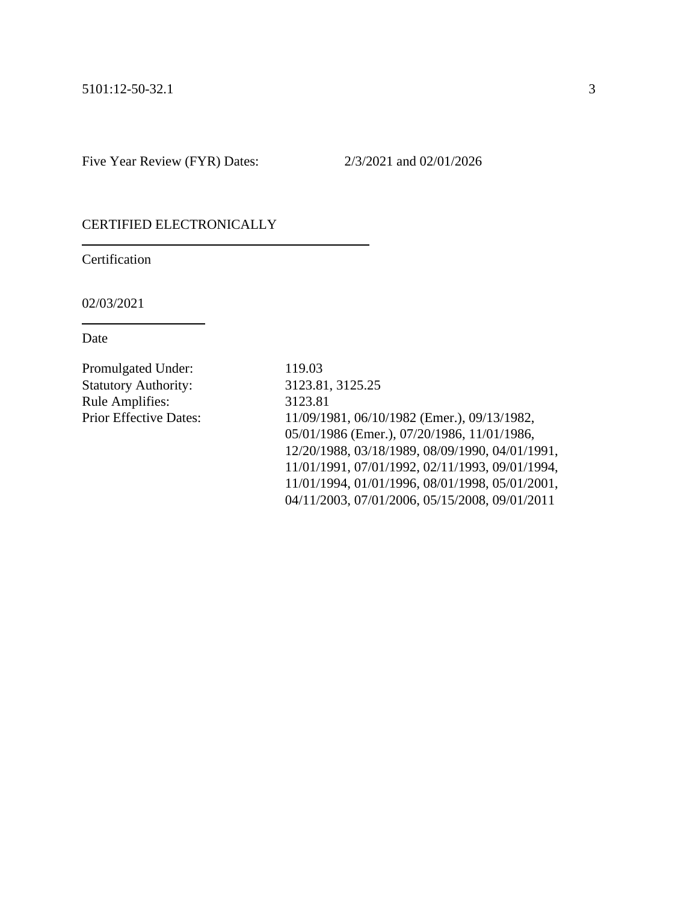Five Year Review (FYR) Dates: 2/3/2021 and 02/01/2026

CERTIFIED ELECTRONICALLY

---

Certification

02/03/2021

---

Date

Promulgated Under: 119.03

Statutory Authority: 3123.81, 3125.25

Rule Amplifies: 3123.81

Prior Effective Dates: 11/09/1981, 06/10/1982 (Emer.), 09/13/1982, 05/01/1986 (Emer.), 07/20/1986, 11/01/1986, 12/20/1988, 03/18/1989, 08/09/1990, 04/01/1991, 11/01/1991, 07/01/1992, 02/11/1993, 09/01/1994, 11/01/1994, 01/01/1996, 08/01/1998, 05/01/2001, 04/11/2003, 07/01/2006, 05/15/2008, 09/01/2011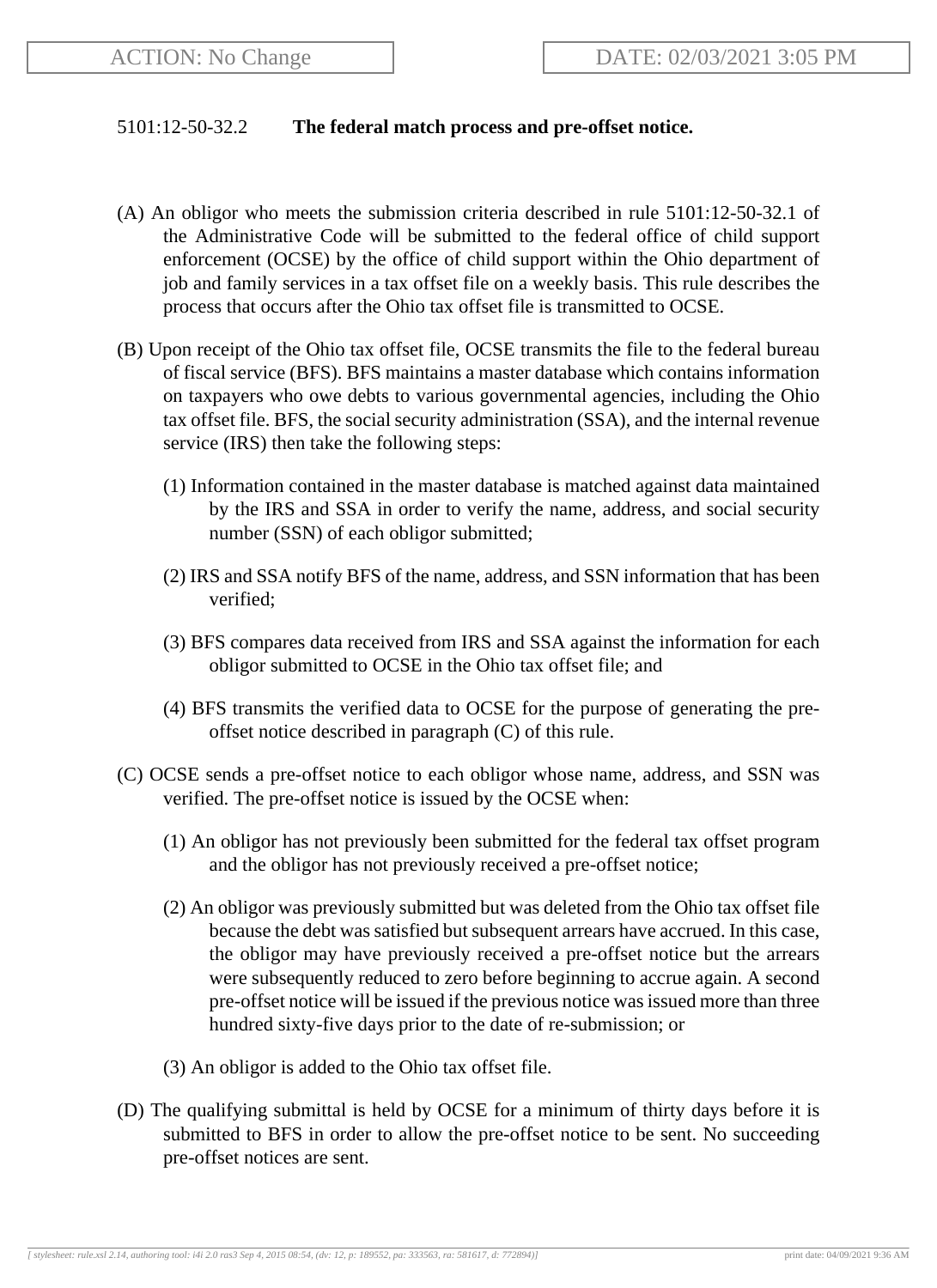ACTION: No Change DATE: 02/03/2021 3:05 PM

5101:12-50-32.2 **The federal match process and pre-offset notice.**

(A) An obligor who meets the submission criteria described in rule 5101:12-50-32.1 of the Administrative Code will be submitted to the federal office of child support enforcement (OCSE) by the office of child support within the Ohio department of job and family services in a tax offset file on a weekly basis. This rule describes the process that occurs after the Ohio tax offset file is transmitted to OCSE.

(B) Upon receipt of the Ohio tax offset file, OCSE transmits the file to the federal bureau of fiscal service (BFS). BFS maintains a master database which contains information on taxpayers who owe debts to various governmental agencies, including the Ohio tax offset file. BFS, the social security administration (SSA), and the internal revenue service (IRS) then take the following steps:

(1) Information contained in the master database is matched against data maintained by the IRS and SSA in order to verify the name, address, and social security number (SSN) of each obligor submitted;

(2) IRS and SSA notify BFS of the name, address, and SSN information that has been verified;

(3) BFS compares data received from IRS and SSA against the information for each obligor submitted to OCSE in the Ohio tax offset file; and

(4) BFS transmits the verified data to OCSE for the purpose of generating the pre-offset notice described in paragraph (C) of this rule.

(C) OCSE sends a pre-offset notice to each obligor whose name, address, and SSN was verified. The pre-offset notice is issued by the OCSE when:

(1) An obligor has not previously been submitted for the federal tax offset program and the obligor has not previously received a pre-offset notice;

(2) An obligor was previously submitted but was deleted from the Ohio tax offset file because the debt was satisfied but subsequent arrears have accrued. In this case, the obligor may have previously received a pre-offset notice but the arrears were subsequently reduced to zero before beginning to accrue again. A second pre-offset notice will be issued if the previous notice was issued more than three hundred sixty-five days prior to the date of re-submission; or

(3) An obligor is added to the Ohio tax offset file.

(D) The qualifying submittal is held by OCSE for a minimum of thirty days before it is submitted to BFS in order to allow the pre-offset notice to be sent. No succeeding pre-offset notices are sent.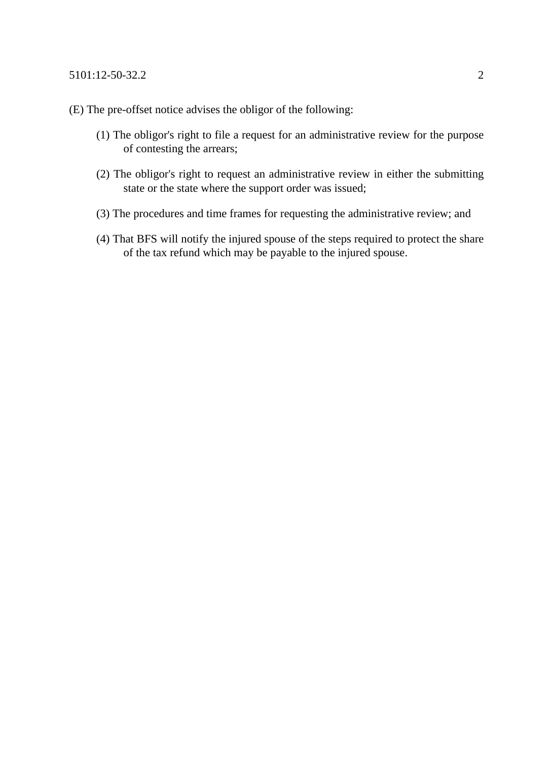(E) The pre-offset notice advises the obligor of the following:

(1) The obligor's right to file a request for an administrative review for the purpose of contesting the arrears;

(2) The obligor's right to request an administrative review in either the submitting state or the state where the support order was issued;

(3) The procedures and time frames for requesting the administrative review; and

(4) That BFS will notify the injured spouse of the steps required to protect the share of the tax refund which may be payable to the injured spouse.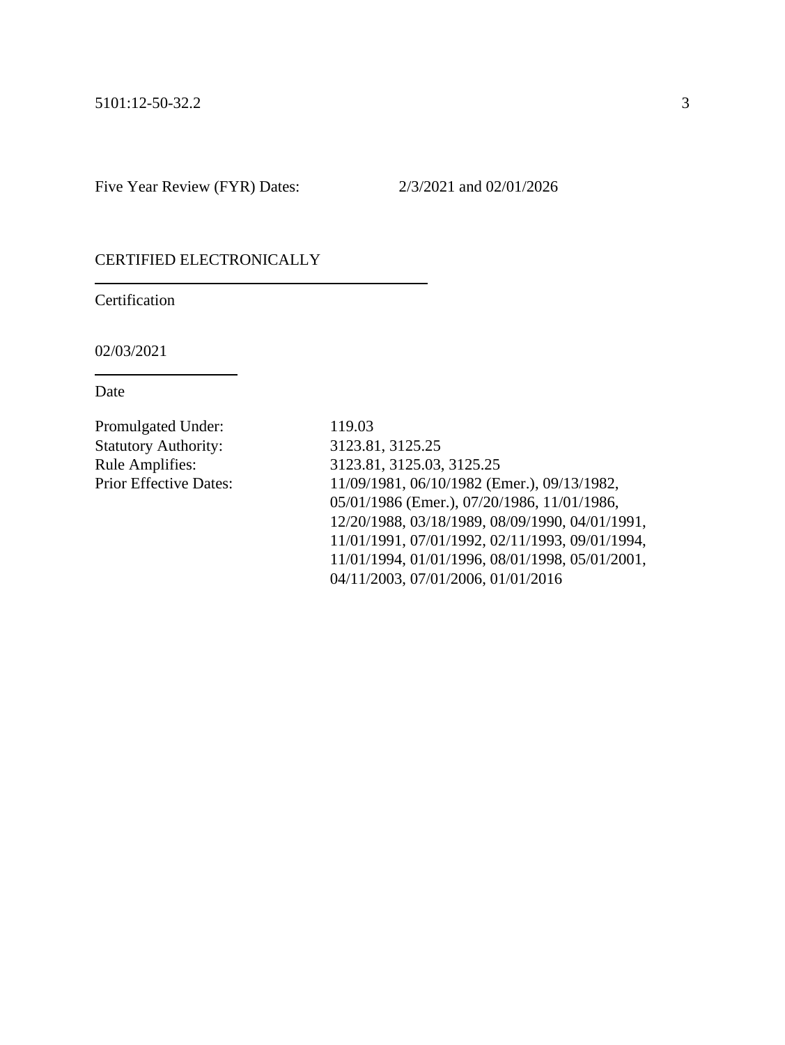Five Year Review (FYR) Dates: 2/3/2021 and 02/01/2026

CERTIFIED ELECTRONICALLY

Certification

02/03/2021

Date

Promulgated Under: 119.03
Statutory Authority: 3123.81, 3125.25
Rule Amplifies: 3123.81, 3125.03, 3125.25
Prior Effective Dates: 11/09/1981, 06/10/1982 (Emer.), 09/13/1982, 05/01/1986 (Emer.), 07/20/1986, 11/01/1986, 12/20/1988, 03/18/1989, 08/09/1990, 04/01/1991, 11/01/1991, 07/01/1992, 02/11/1993, 09/01/1994, 11/01/1994, 01/01/1996, 08/01/1998, 05/01/2001, 04/11/2003, 07/01/2006, 01/01/2016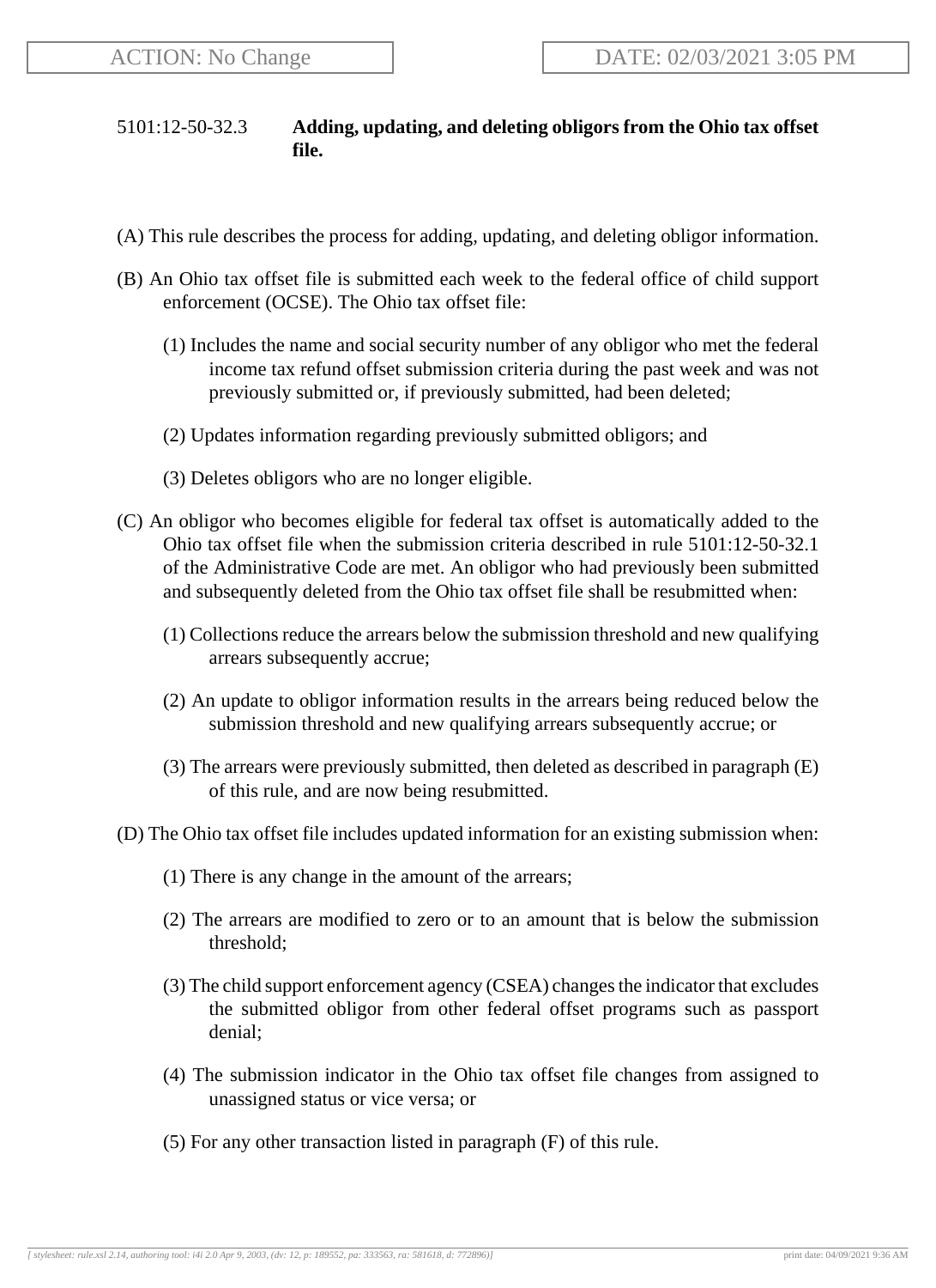ACTION: No Change

DATE: 02/03/2021 3:05 PM

5101:12-50-32.3 **Adding, updating, and deleting obligors from the Ohio tax offset file.**

(A) This rule describes the process for adding, updating, and deleting obligor information.

(B) An Ohio tax offset file is submitted each week to the federal office of child support enforcement (OCSE). The Ohio tax offset file:

(1) Includes the name and social security number of any obligor who met the federal income tax refund offset submission criteria during the past week and was not previously submitted or, if previously submitted, had been deleted;

(2) Updates information regarding previously submitted obligors; and

(3) Deletes obligors who are no longer eligible.

(C) An obligor who becomes eligible for federal tax offset is automatically added to the Ohio tax offset file when the submission criteria described in rule 5101:12-50-32.1 of the Administrative Code are met. An obligor who had previously been submitted and subsequently deleted from the Ohio tax offset file shall be resubmitted when:

(1) Collections reduce the arrears below the submission threshold and new qualifying arrears subsequently accrue;

(2) An update to obligor information results in the arrears being reduced below the submission threshold and new qualifying arrears subsequently accrue; or

(3) The arrears were previously submitted, then deleted as described in paragraph (E) of this rule, and are now being resubmitted.

(D) The Ohio tax offset file includes updated information for an existing submission when:

(1) There is any change in the amount of the arrears;

(2) The arrears are modified to zero or to an amount that is below the submission threshold;

(3) The child support enforcement agency (CSEA) changes the indicator that excludes the submitted obligor from other federal offset programs such as passport denial;

(4) The submission indicator in the Ohio tax offset file changes from assigned to unassigned status or vice versa; or

(5) For any other transaction listed in paragraph (F) of this rule.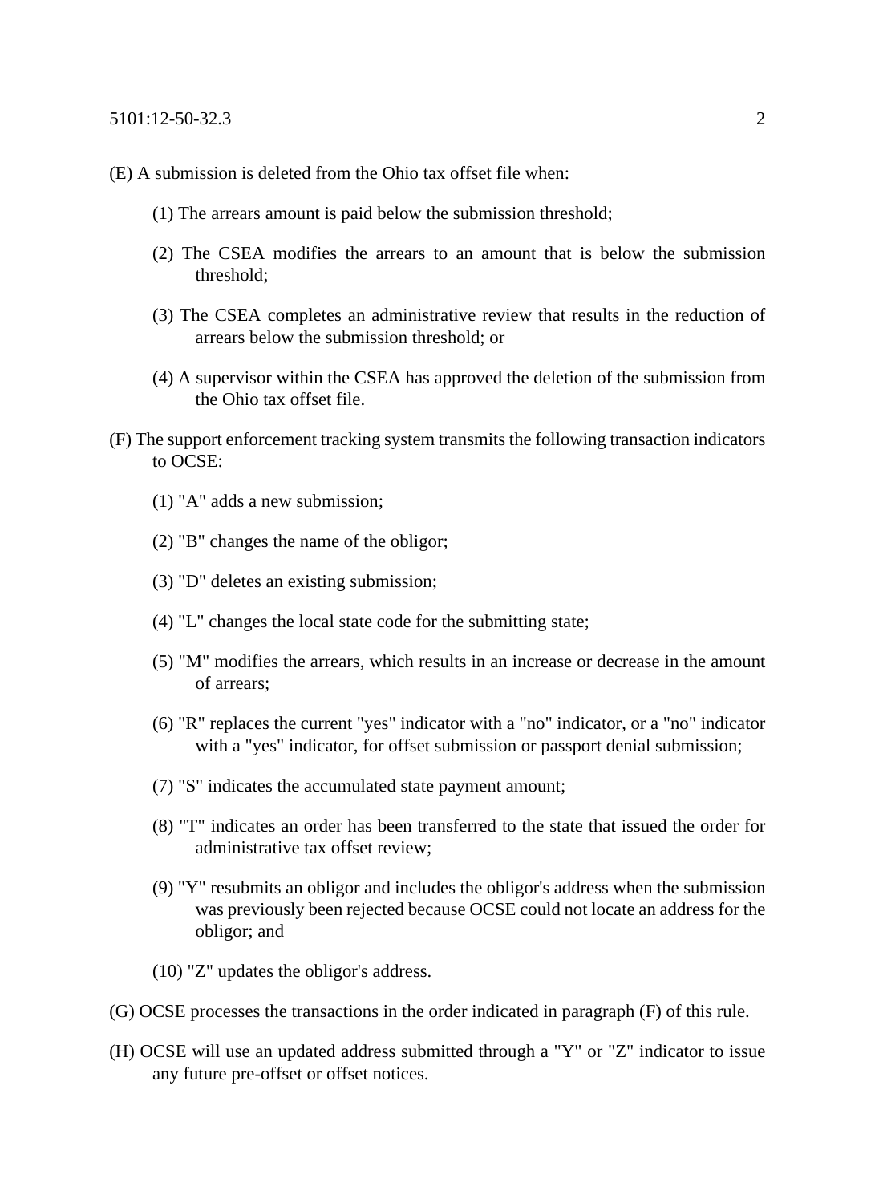(E) A submission is deleted from the Ohio tax offset file when:

(1) The arrears amount is paid below the submission threshold;

(2) The CSEA modifies the arrears to an amount that is below the submission threshold;

(3) The CSEA completes an administrative review that results in the reduction of arrears below the submission threshold; or

(4) A supervisor within the CSEA has approved the deletion of the submission from the Ohio tax offset file.

(F) The support enforcement tracking system transmits the following transaction indicators to OCSE:

(1) "A" adds a new submission;

(2) "B" changes the name of the obligor;

(3) "D" deletes an existing submission;

(4) "L" changes the local state code for the submitting state;

(5) "M" modifies the arrears, which results in an increase or decrease in the amount of arrears;

(6) "R" replaces the current "yes" indicator with a "no" indicator, or a "no" indicator with a "yes" indicator, for offset submission or passport denial submission;

(7) "S" indicates the accumulated state payment amount;

(8) "T" indicates an order has been transferred to the state that issued the order for administrative tax offset review;

(9) "Y" resubmits an obligor and includes the obligor's address when the submission was previously been rejected because OCSE could not locate an address for the obligor; and

(10) "Z" updates the obligor's address.

(G) OCSE processes the transactions in the order indicated in paragraph (F) of this rule.

(H) OCSE will use an updated address submitted through a "Y" or "Z" indicator to issue any future pre-offset or offset notices.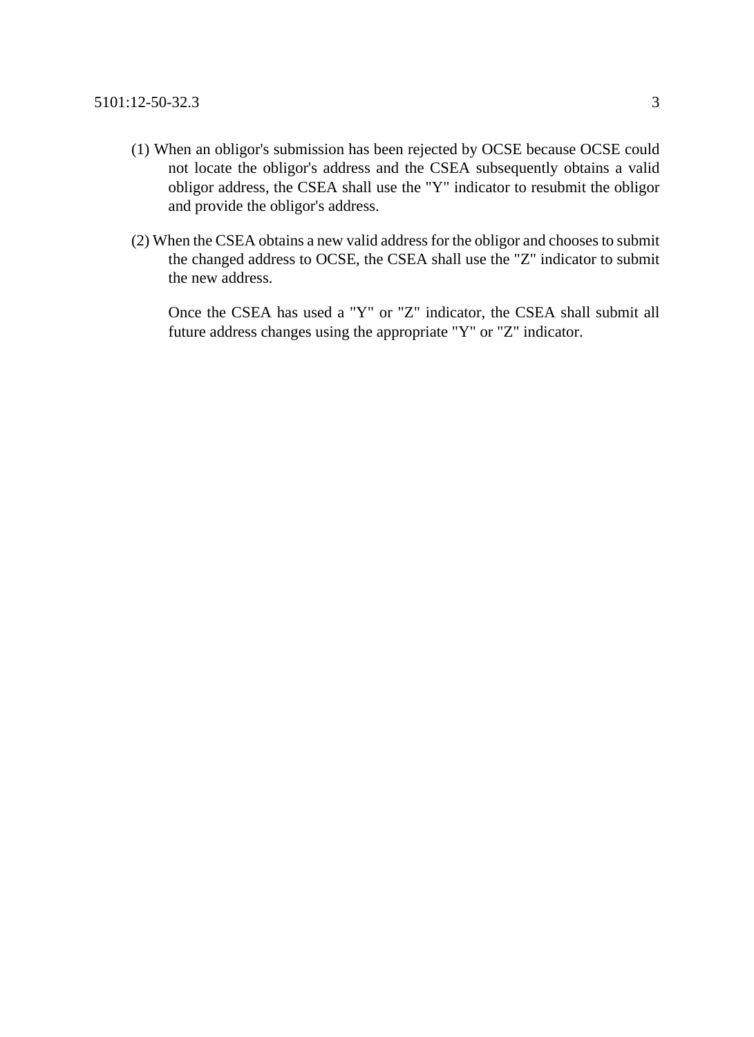(1) When an obligor's submission has been rejected by OCSE because OCSE could not locate the obligor's address and the CSEA subsequently obtains a valid obligor address, the CSEA shall use the "Y" indicator to resubmit the obligor and provide the obligor's address.

(2) When the CSEA obtains a new valid address for the obligor and chooses to submit the changed address to OCSE, the CSEA shall use the "Z" indicator to submit the new address.

Once the CSEA has used a "Y" or "Z" indicator, the CSEA shall submit all future address changes using the appropriate "Y" or "Z" indicator.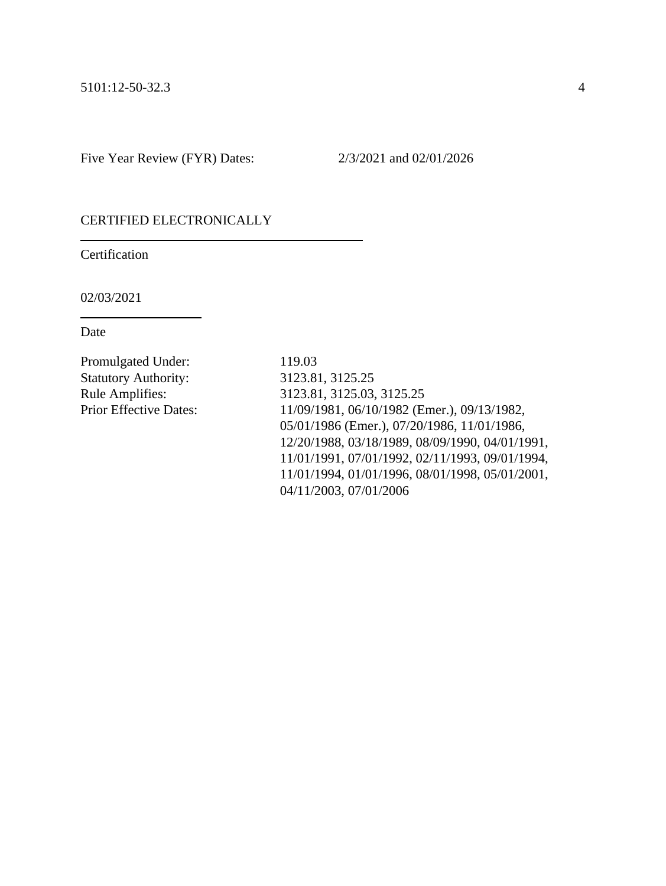Five Year Review (FYR) Dates: 2/3/2021 and 02/01/2026

CERTIFIED ELECTRONICALLY

Certification

02/03/2021

Date

Promulgated Under: 119.03
Statutory Authority: 3123.81, 3125.25
Rule Amplifies: 3123.81, 3125.03, 3125.25
Prior Effective Dates: 11/09/1981, 06/10/1982 (Emer.), 09/13/1982, 05/01/1986 (Emer.), 07/20/1986, 11/01/1986, 12/20/1988, 03/18/1989, 08/09/1990, 04/01/1991, 11/01/1991, 07/01/1992, 02/11/1993, 09/01/1994, 11/01/1994, 01/01/1996, 08/01/1998, 05/01/2001, 04/11/2003, 07/01/2006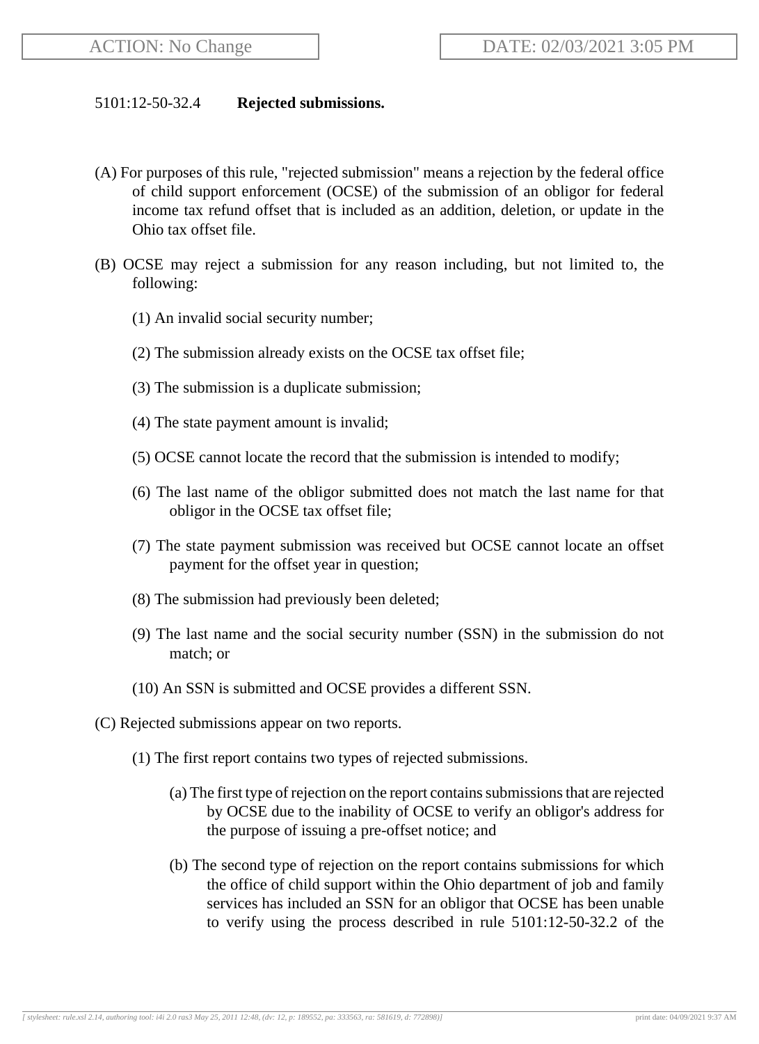5101:12-50-32.4 **Rejected submissions.**

(A) For purposes of this rule, "rejected submission" means a rejection by the federal office of child support enforcement (OCSE) of the submission of an obligor for federal income tax refund offset that is included as an addition, deletion, or update in the Ohio tax offset file.

(B) OCSE may reject a submission for any reason including, but not limited to, the following:

(1) An invalid social security number;

(2) The submission already exists on the OCSE tax offset file;

(3) The submission is a duplicate submission;

(4) The state payment amount is invalid;

(5) OCSE cannot locate the record that the submission is intended to modify;

(6) The last name of the obligor submitted does not match the last name for that obligor in the OCSE tax offset file;

(7) The state payment submission was received but OCSE cannot locate an offset payment for the offset year in question;

(8) The submission had previously been deleted;

(9) The last name and the social security number (SSN) in the submission do not match; or

(10) An SSN is submitted and OCSE provides a different SSN.

(C) Rejected submissions appear on two reports.

(1) The first report contains two types of rejected submissions.

(a) The first type of rejection on the report contains submissions that are rejected by OCSE due to the inability of OCSE to verify an obligor's address for the purpose of issuing a pre-offset notice; and

(b) The second type of rejection on the report contains submissions for which the office of child support within the Ohio department of job and family services has included an SSN for an obligor that OCSE has been unable to verify using the process described in rule 5101:12-50-32.2 of the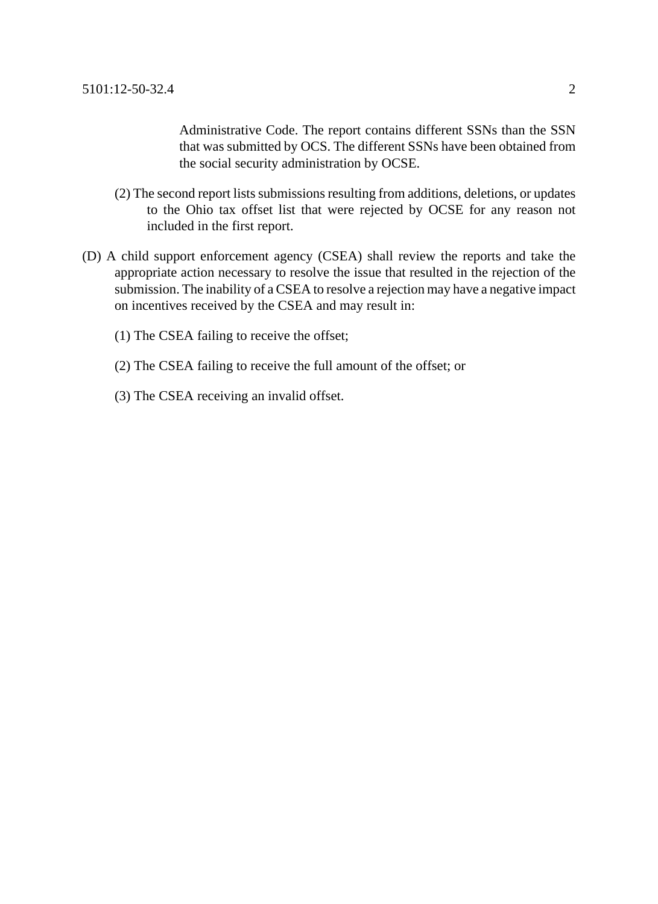Administrative Code. The report contains different SSNs than the SSN that was submitted by OCS. The different SSNs have been obtained from the social security administration by OCSE.

(2) The second report lists submissions resulting from additions, deletions, or updates to the Ohio tax offset list that were rejected by OCSE for any reason not included in the first report.

(D) A child support enforcement agency (CSEA) shall review the reports and take the appropriate action necessary to resolve the issue that resulted in the rejection of the submission. The inability of a CSEA to resolve a rejection may have a negative impact on incentives received by the CSEA and may result in:

(1) The CSEA failing to receive the offset;

(2) The CSEA failing to receive the full amount of the offset; or

(3) The CSEA receiving an invalid offset.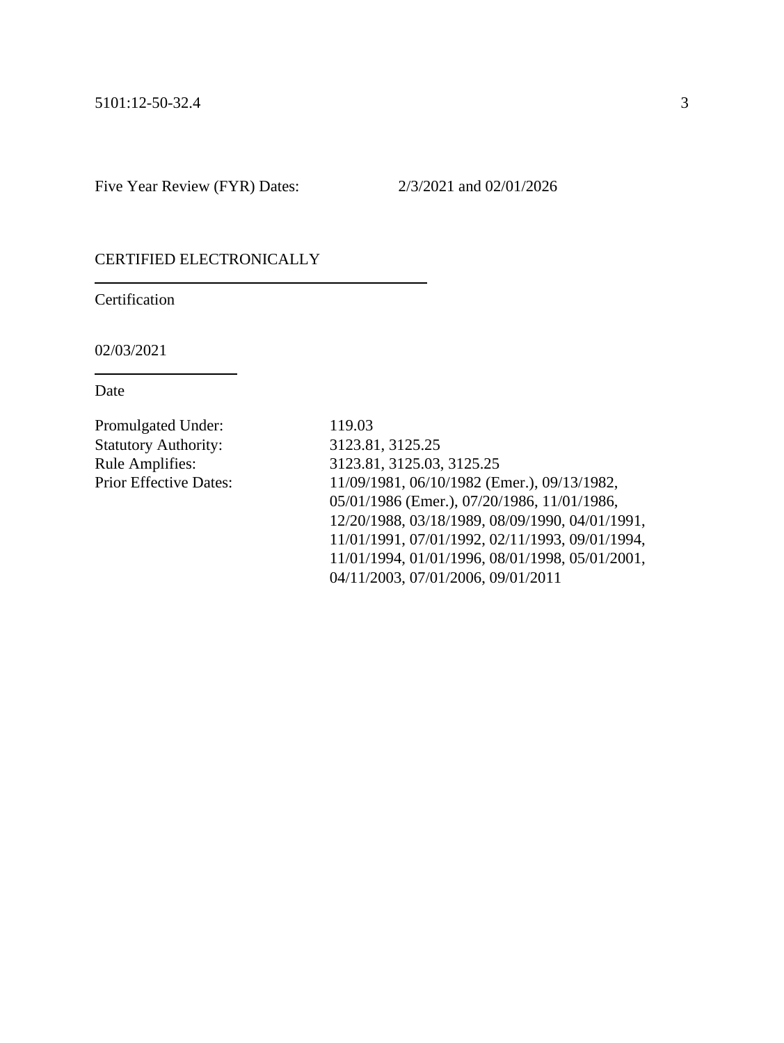Five Year Review (FYR) Dates: 2/3/2021 and 02/01/2026

CERTIFIED ELECTRONICALLY

Certification

02/03/2021

Date

Promulgated Under: 119.03
Statutory Authority: 3123.81, 3125.25
Rule Amplifies: 3123.81, 3125.03, 3125.25
Prior Effective Dates: 11/09/1981, 06/10/1982 (Emer.), 09/13/1982, 05/01/1986 (Emer.), 07/20/1986, 11/01/1986, 12/20/1988, 03/18/1989, 08/09/1990, 04/01/1991, 11/01/1991, 07/01/1992, 02/11/1993, 09/01/1994, 11/01/1994, 01/01/1996, 08/01/1998, 05/01/2001, 04/11/2003, 07/01/2006, 09/01/2011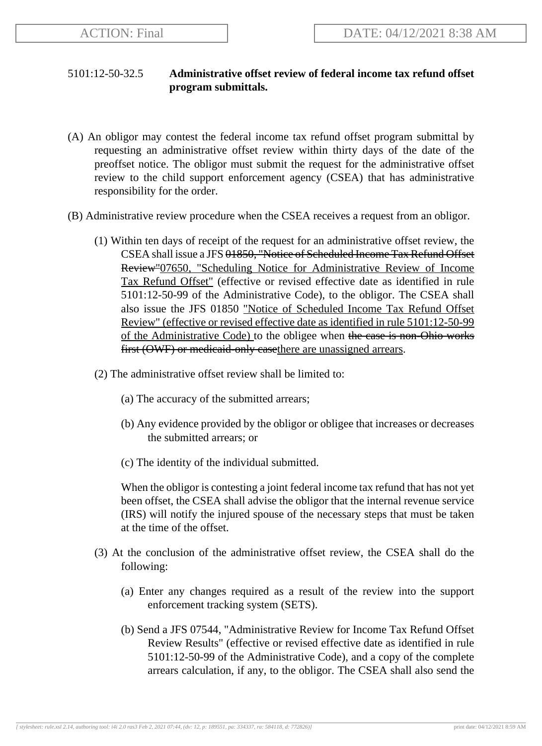5101:12-50-32.5 **Administrative offset review of federal income tax refund offset program submittals.**

(A) An obligor may contest the federal income tax refund offset program submittal by requesting an administrative offset review within thirty days of the date of the preoffset notice. The obligor must submit the request for the administrative offset review to the child support enforcement agency (CSEA) that has administrative responsibility for the order.

(B) Administrative review procedure when the CSEA receives a request from an obligor.

(1) Within ten days of receipt of the request for an administrative offset review, the CSEA shall issue a JFS ~~01850, "Notice of Scheduled Income Tax Refund Offset Review"~~07650, "Scheduling Notice for Administrative Review of Income Tax Refund Offset" (effective or revised effective date as identified in rule 5101:12-50-99 of the Administrative Code), to the obligor. The CSEA shall also issue the JFS 01850 "Notice of Scheduled Income Tax Refund Offset Review" (effective or revised effective date as identified in rule 5101:12-50-99 of the Administrative Code) to the obligee when ~~the case is non-Ohio works first (OWF) or medicaid-only case~~there are unassigned arrears.

(2) The administrative offset review shall be limited to:

(a) The accuracy of the submitted arrears;

(b) Any evidence provided by the obligor or obligee that increases or decreases the submitted arrears; or

(c) The identity of the individual submitted.

When the obligor is contesting a joint federal income tax refund that has not yet been offset, the CSEA shall advise the obligor that the internal revenue service (IRS) will notify the injured spouse of the necessary steps that must be taken at the time of the offset.

(3) At the conclusion of the administrative offset review, the CSEA shall do the following:

(a) Enter any changes required as a result of the review into the support enforcement tracking system (SETS).

(b) Send a JFS 07544, "Administrative Review for Income Tax Refund Offset Review Results" (effective or revised effective date as identified in rule 5101:12-50-99 of the Administrative Code), and a copy of the complete arrears calculation, if any, to the obligor. The CSEA shall also send the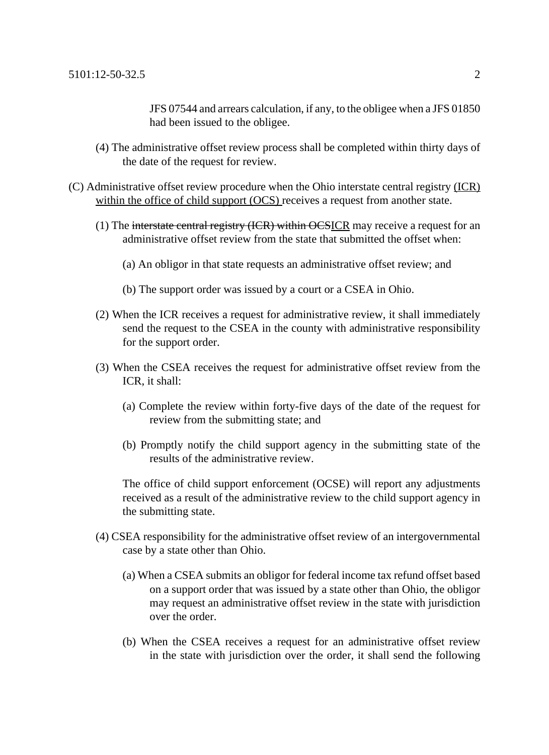JFS 07544 and arrears calculation, if any, to the obligee when a JFS 01850 had been issued to the obligee.

(4) The administrative offset review process shall be completed within thirty days of the date of the request for review.

(C) Administrative offset review procedure when the Ohio interstate central registry <u>(ICR) within the office of child support (OCS)</u> receives a request from another state.

(1) The ~~interstate central registry (ICR) within OCS~~<u>ICR</u> may receive a request for an administrative offset review from the state that submitted the offset when:

(a) An obligor in that state requests an administrative offset review; and

(b) The support order was issued by a court or a CSEA in Ohio.

(2) When the ICR receives a request for administrative review, it shall immediately send the request to the CSEA in the county with administrative responsibility for the support order.

(3) When the CSEA receives the request for administrative offset review from the ICR, it shall:

(a) Complete the review within forty-five days of the date of the request for review from the submitting state; and

(b) Promptly notify the child support agency in the submitting state of the results of the administrative review.

The office of child support enforcement (OCSE) will report any adjustments received as a result of the administrative review to the child support agency in the submitting state.

(4) CSEA responsibility for the administrative offset review of an intergovernmental case by a state other than Ohio.

(a) When a CSEA submits an obligor for federal income tax refund offset based on a support order that was issued by a state other than Ohio, the obligor may request an administrative offset review in the state with jurisdiction over the order.

(b) When the CSEA receives a request for an administrative offset review in the state with jurisdiction over the order, it shall send the following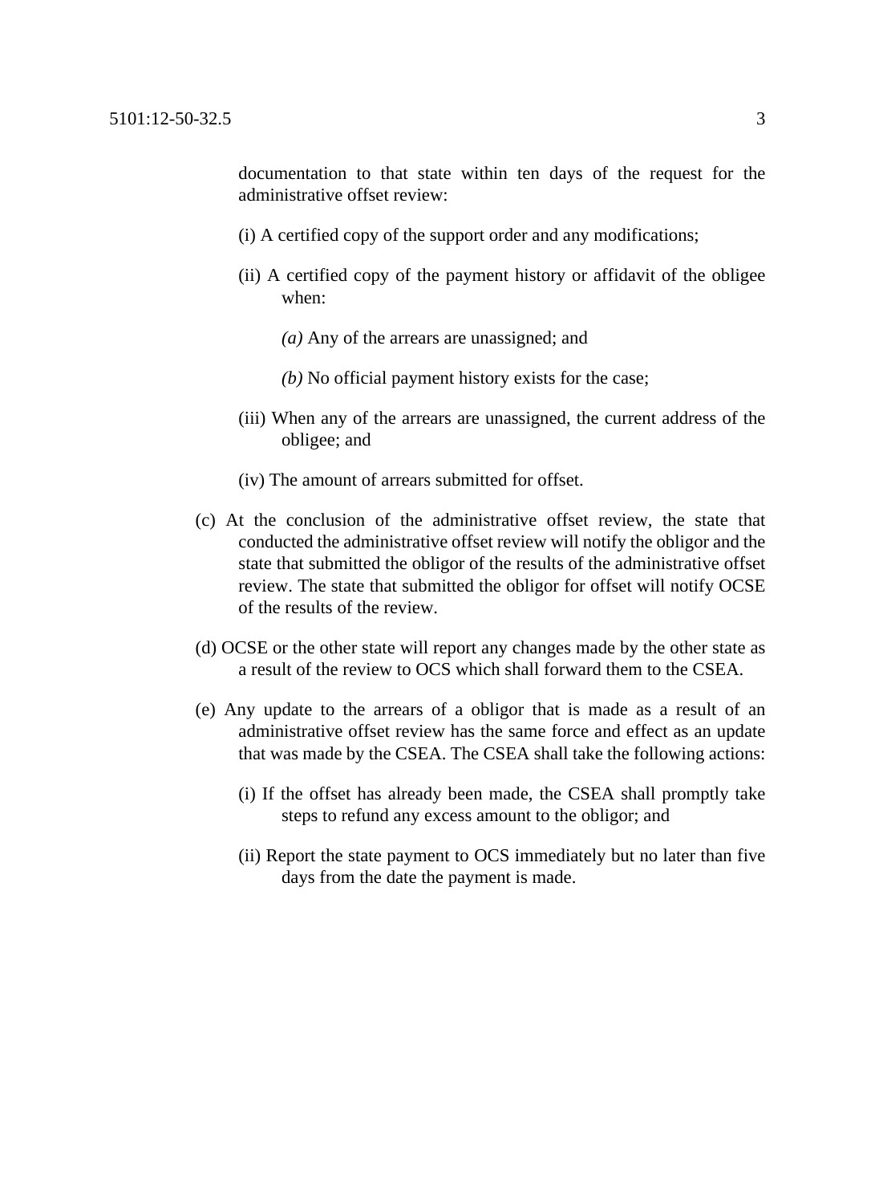documentation to that state within ten days of the request for the administrative offset review:

(i) A certified copy of the support order and any modifications;

(ii) A certified copy of the payment history or affidavit of the obligee when:

*(a)* Any of the arrears are unassigned; and

*(b)* No official payment history exists for the case;

(iii) When any of the arrears are unassigned, the current address of the obligee; and

(iv) The amount of arrears submitted for offset.

(c) At the conclusion of the administrative offset review, the state that conducted the administrative offset review will notify the obligor and the state that submitted the obligor of the results of the administrative offset review. The state that submitted the obligor for offset will notify OCSE of the results of the review.

(d) OCSE or the other state will report any changes made by the other state as a result of the review to OCS which shall forward them to the CSEA.

(e) Any update to the arrears of a obligor that is made as a result of an administrative offset review has the same force and effect as an update that was made by the CSEA. The CSEA shall take the following actions:

(i) If the offset has already been made, the CSEA shall promptly take steps to refund any excess amount to the obligor; and

(ii) Report the state payment to OCS immediately but no later than five days from the date the payment is made.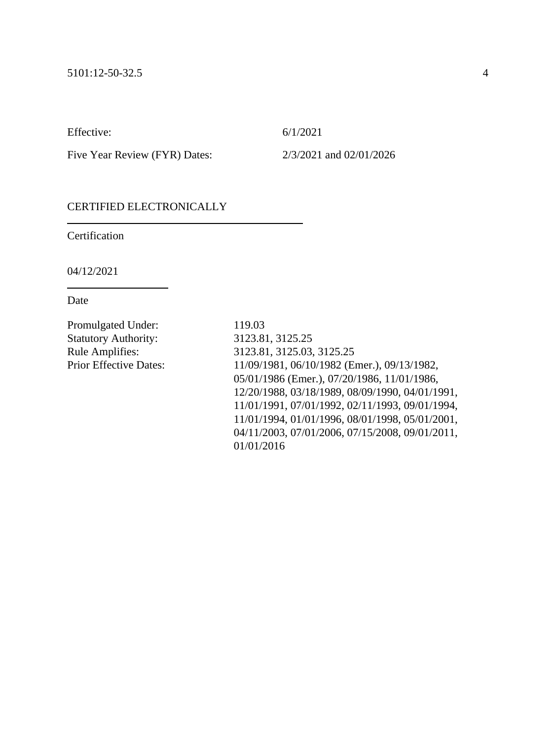Effective: 6/1/2021

Five Year Review (FYR) Dates: 2/3/2021 and 02/01/2026

CERTIFIED ELECTRONICALLY

Certification

04/12/2021

Date

Promulgated Under: 119.03
Statutory Authority: 3123.81, 3125.25
Rule Amplifies: 3123.81, 3125.03, 3125.25
Prior Effective Dates: 11/09/1981, 06/10/1982 (Emer.), 09/13/1982, 05/01/1986 (Emer.), 07/20/1986, 11/01/1986, 12/20/1988, 03/18/1989, 08/09/1990, 04/01/1991, 11/01/1991, 07/01/1992, 02/11/1993, 09/01/1994, 11/01/1994, 01/01/1996, 08/01/1998, 05/01/2001, 04/11/2003, 07/01/2006, 07/15/2008, 09/01/2011, 01/01/2016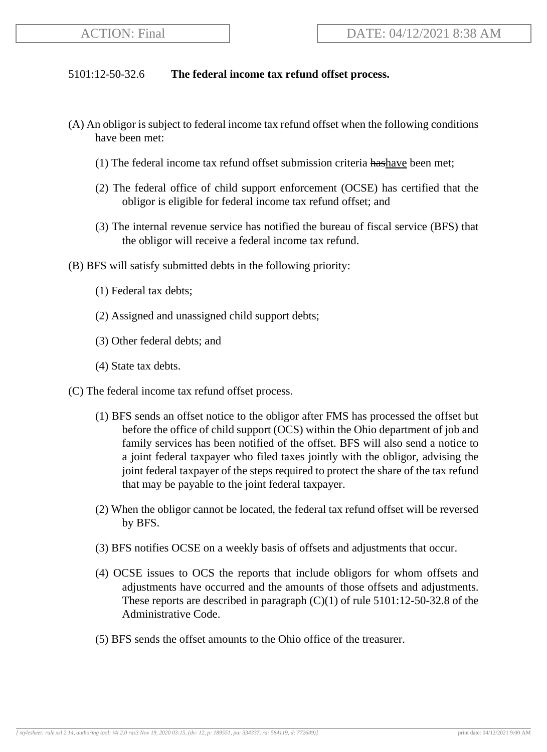5101:12-50-32.6 **The federal income tax refund offset process.**

(A) An obligor is subject to federal income tax refund offset when the following conditions have been met:

(1) The federal income tax refund offset submission criteria ~~has~~have been met;

(2) The federal office of child support enforcement (OCSE) has certified that the obligor is eligible for federal income tax refund offset; and

(3) The internal revenue service has notified the bureau of fiscal service (BFS) that the obligor will receive a federal income tax refund.

(B) BFS will satisfy submitted debts in the following priority:

(1) Federal tax debts;

(2) Assigned and unassigned child support debts;

(3) Other federal debts; and

(4) State tax debts.

(C) The federal income tax refund offset process.

(1) BFS sends an offset notice to the obligor after FMS has processed the offset but before the office of child support (OCS) within the Ohio department of job and family services has been notified of the offset. BFS will also send a notice to a joint federal taxpayer who filed taxes jointly with the obligor, advising the joint federal taxpayer of the steps required to protect the share of the tax refund that may be payable to the joint federal taxpayer.

(2) When the obligor cannot be located, the federal tax refund offset will be reversed by BFS.

(3) BFS notifies OCSE on a weekly basis of offsets and adjustments that occur.

(4) OCSE issues to OCS the reports that include obligors for whom offsets and adjustments have occurred and the amounts of those offsets and adjustments. These reports are described in paragraph (C)(1) of rule 5101:12-50-32.8 of the Administrative Code.

(5) BFS sends the offset amounts to the Ohio office of the treasurer.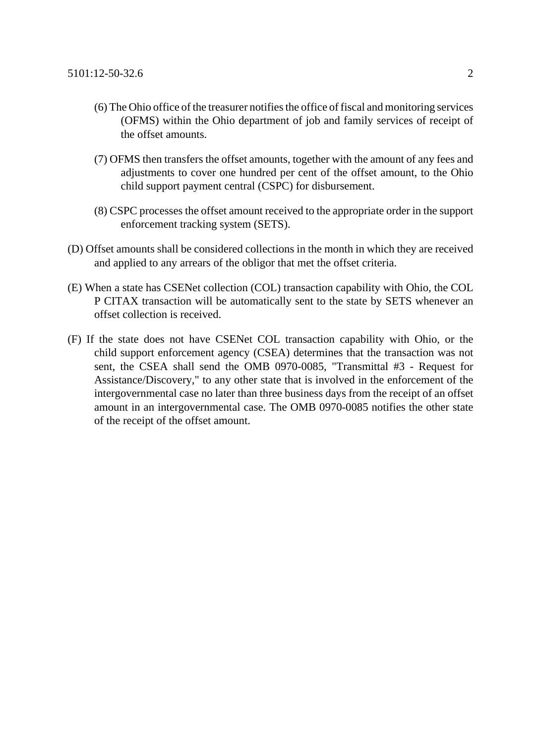(6) The Ohio office of the treasurer notifies the office of fiscal and monitoring services (OFMS) within the Ohio department of job and family services of receipt of the offset amounts.

(7) OFMS then transfers the offset amounts, together with the amount of any fees and adjustments to cover one hundred per cent of the offset amount, to the Ohio child support payment central (CSPC) for disbursement.

(8) CSPC processes the offset amount received to the appropriate order in the support enforcement tracking system (SETS).

(D) Offset amounts shall be considered collections in the month in which they are received and applied to any arrears of the obligor that met the offset criteria.

(E) When a state has CSENet collection (COL) transaction capability with Ohio, the COL P CITAX transaction will be automatically sent to the state by SETS whenever an offset collection is received.

(F) If the state does not have CSENet COL transaction capability with Ohio, or the child support enforcement agency (CSEA) determines that the transaction was not sent, the CSEA shall send the OMB 0970-0085, "Transmittal #3 - Request for Assistance/Discovery," to any other state that is involved in the enforcement of the intergovernmental case no later than three business days from the receipt of an offset amount in an intergovernmental case. The OMB 0970-0085 notifies the other state of the receipt of the offset amount.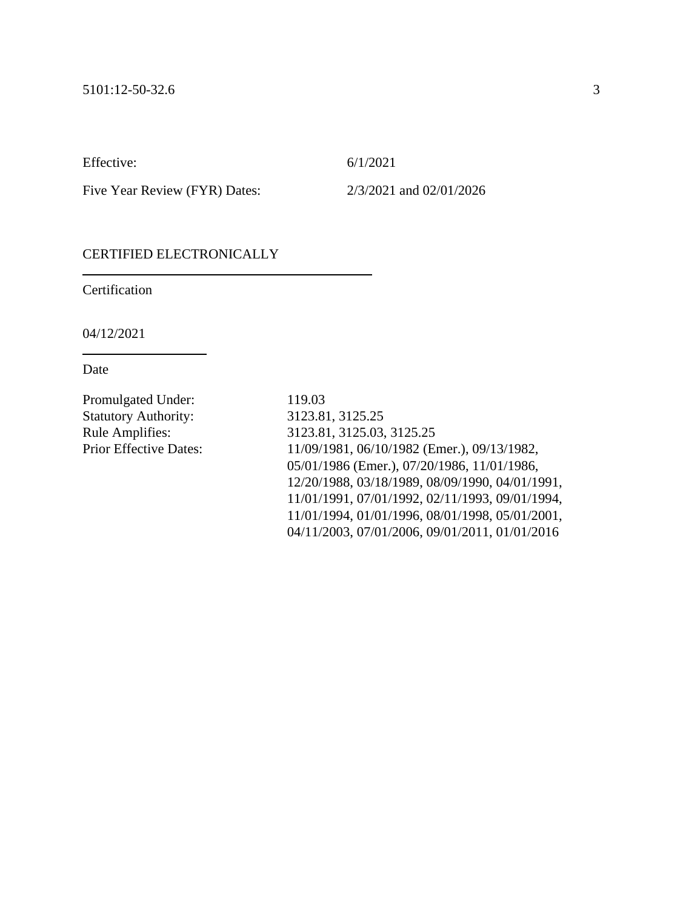Effective: 6/1/2021

Five Year Review (FYR) Dates: 2/3/2021 and 02/01/2026

CERTIFIED ELECTRONICALLY

Certification

04/12/2021

Date

Promulgated Under: 119.03

Statutory Authority: 3123.81, 3125.25

Rule Amplifies: 3123.81, 3125.03, 3125.25

Prior Effective Dates: 11/09/1981, 06/10/1982 (Emer.), 09/13/1982, 05/01/1986 (Emer.), 07/20/1986, 11/01/1986, 12/20/1988, 03/18/1989, 08/09/1990, 04/01/1991, 11/01/1991, 07/01/1992, 02/11/1993, 09/01/1994, 11/01/1994, 01/01/1996, 08/01/1998, 05/01/2001, 04/11/2003, 07/01/2006, 09/01/2011, 01/01/2016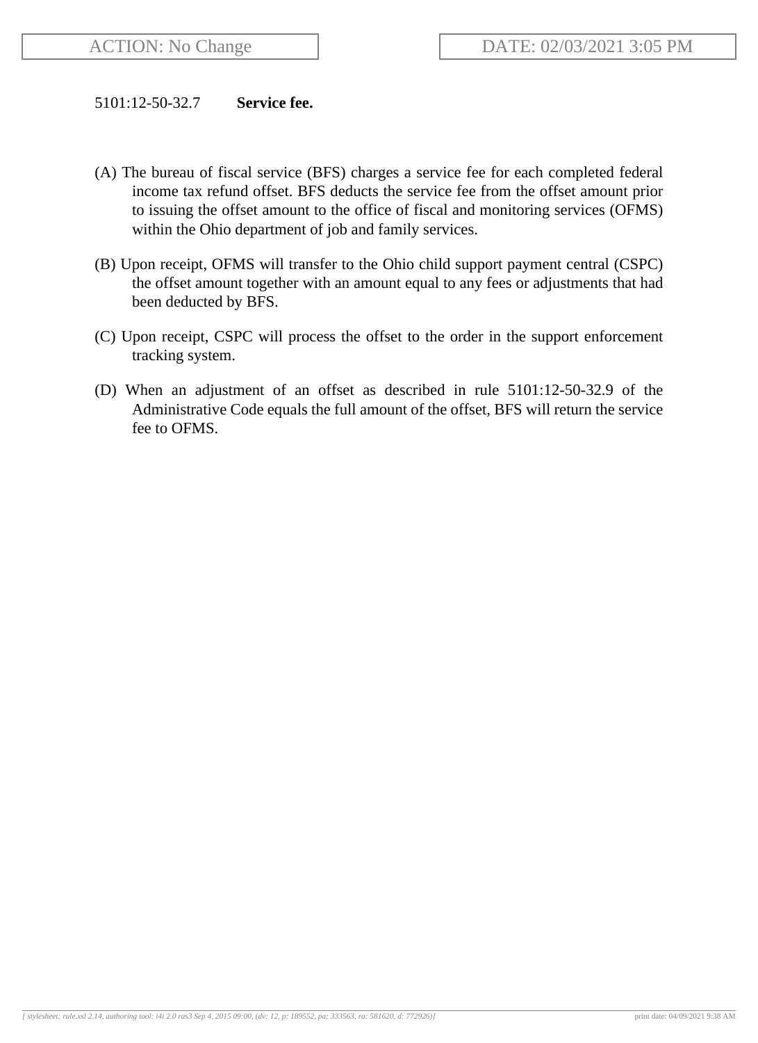ACTION: No Change

DATE: 02/03/2021 3:05 PM

5101:12-50-32.7 **Service fee.**

(A) The bureau of fiscal service (BFS) charges a service fee for each completed federal income tax refund offset. BFS deducts the service fee from the offset amount prior to issuing the offset amount to the office of fiscal and monitoring services (OFMS) within the Ohio department of job and family services.

(B) Upon receipt, OFMS will transfer to the Ohio child support payment central (CSPC) the offset amount together with an amount equal to any fees or adjustments that had been deducted by BFS.

(C) Upon receipt, CSPC will process the offset to the order in the support enforcement tracking system.

(D) When an adjustment of an offset as described in rule 5101:12-50-32.9 of the Administrative Code equals the full amount of the offset, BFS will return the service fee to OFMS.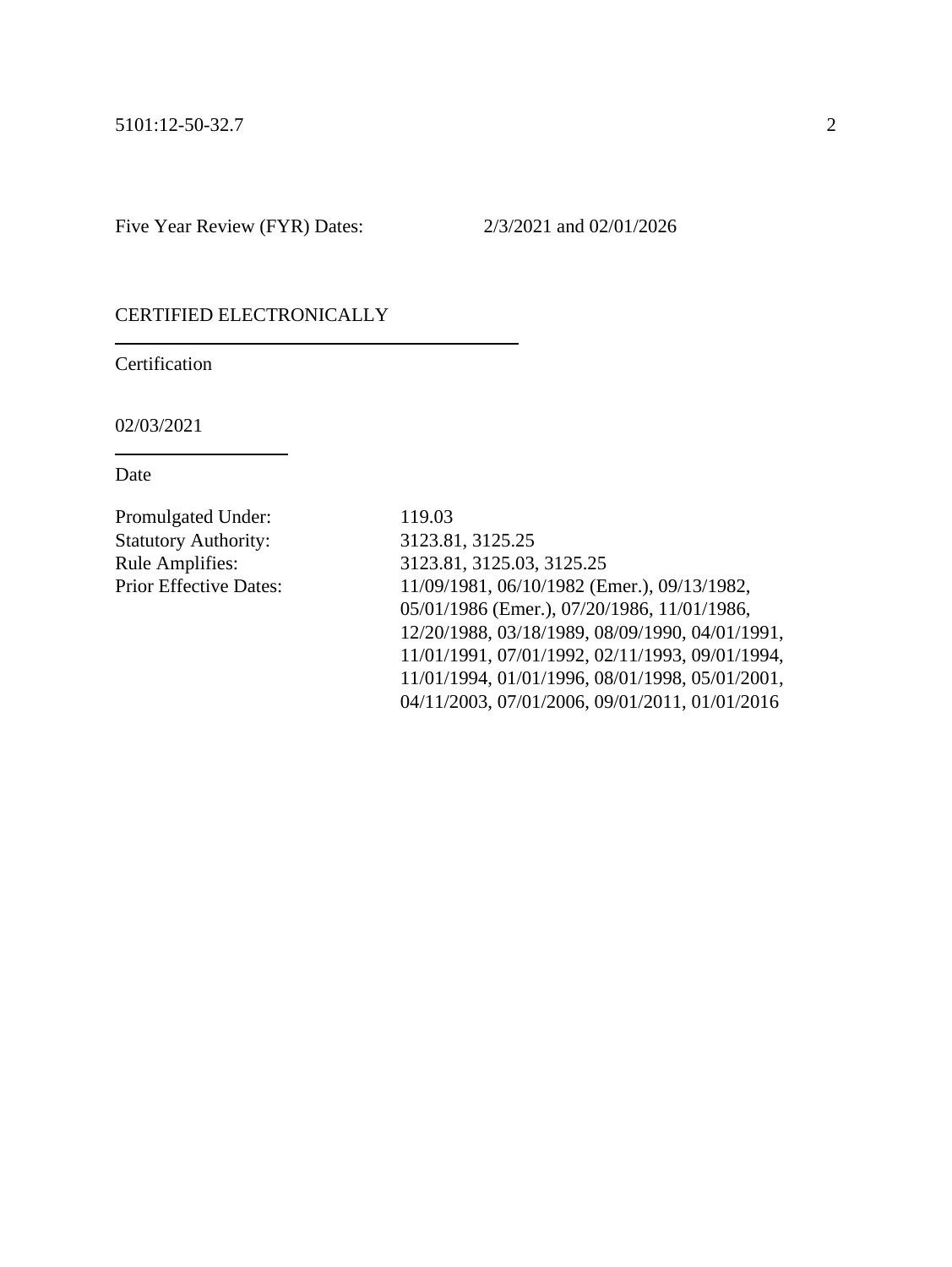Five Year Review (FYR) Dates: 2/3/2021 and 02/01/2026

CERTIFIED ELECTRONICALLY

Certification

02/03/2021

Date

| | |
|---|---|
| Promulgated Under: | 119.03 |
| Statutory Authority: | 3123.81, 3125.25 |
| Rule Amplifies: | 3123.81, 3125.03, 3125.25 |
| Prior Effective Dates: | 11/09/1981, 06/10/1982 (Emer.), 09/13/1982, 05/01/1986 (Emer.), 07/20/1986, 11/01/1986, 12/20/1988, 03/18/1989, 08/09/1990, 04/01/1991, 11/01/1991, 07/01/1992, 02/11/1993, 09/01/1994, 11/01/1994, 01/01/1996, 08/01/1998, 05/01/2001, 04/11/2003, 07/01/2006, 09/01/2011, 01/01/2016 |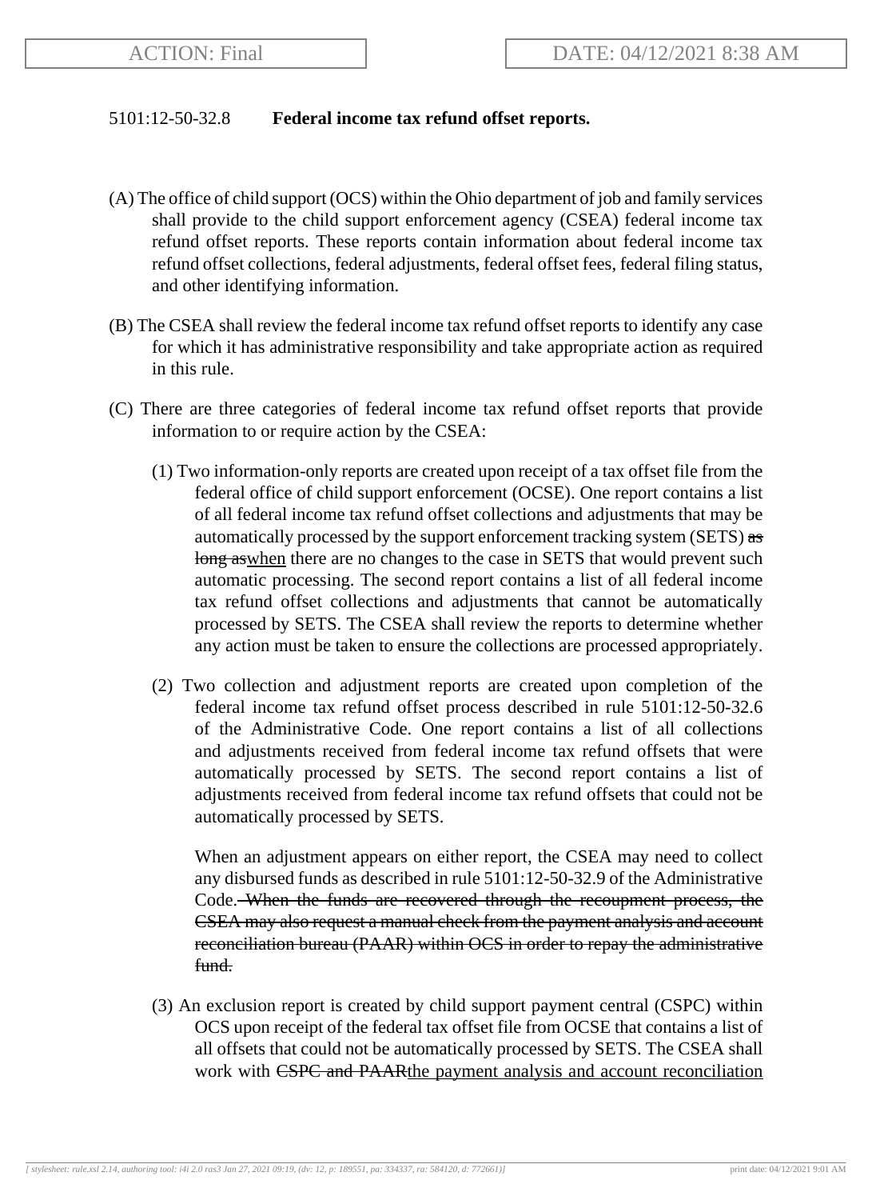5101:12-50-32.8 **Federal income tax refund offset reports.**

(A) The office of child support (OCS) within the Ohio department of job and family services shall provide to the child support enforcement agency (CSEA) federal income tax refund offset reports. These reports contain information about federal income tax refund offset collections, federal adjustments, federal offset fees, federal filing status, and other identifying information.

(B) The CSEA shall review the federal income tax refund offset reports to identify any case for which it has administrative responsibility and take appropriate action as required in this rule.

(C) There are three categories of federal income tax refund offset reports that provide information to or require action by the CSEA:

(1) Two information-only reports are created upon receipt of a tax offset file from the federal office of child support enforcement (OCSE). One report contains a list of all federal income tax refund offset collections and adjustments that may be automatically processed by the support enforcement tracking system (SETS) ~~as long as~~when there are no changes to the case in SETS that would prevent such automatic processing. The second report contains a list of all federal income tax refund offset collections and adjustments that cannot be automatically processed by SETS. The CSEA shall review the reports to determine whether any action must be taken to ensure the collections are processed appropriately.

(2) Two collection and adjustment reports are created upon completion of the federal income tax refund offset process described in rule 5101:12-50-32.6 of the Administrative Code. One report contains a list of all collections and adjustments received from federal income tax refund offsets that were automatically processed by SETS. The second report contains a list of adjustments received from federal income tax refund offsets that could not be automatically processed by SETS.

When an adjustment appears on either report, the CSEA may need to collect any disbursed funds as described in rule 5101:12-50-32.9 of the Administrative Code.~~ When the funds are recovered through the recoupment process, the CSEA may also request a manual check from the payment analysis and account reconciliation bureau (PAAR) within OCS in order to repay the administrative fund.~~

(3) An exclusion report is created by child support payment central (CSPC) within OCS upon receipt of the federal tax offset file from OCSE that contains a list of all offsets that could not be automatically processed by SETS. The CSEA shall work with ~~CSPC and PAAR~~the payment analysis and account reconciliation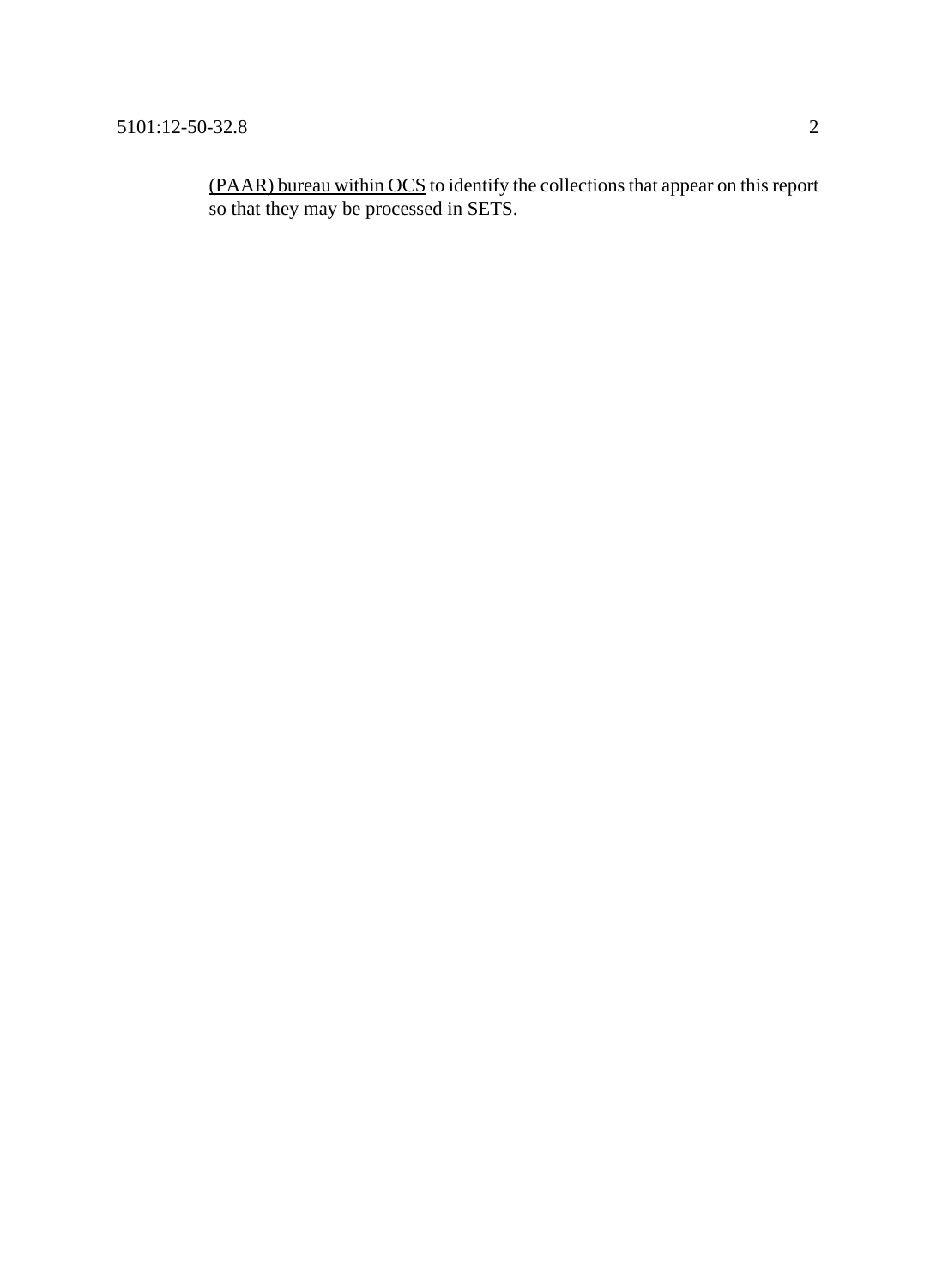<u>(PAAR) bureau within OCS</u> to identify the collections that appear on this report so that they may be processed in SETS.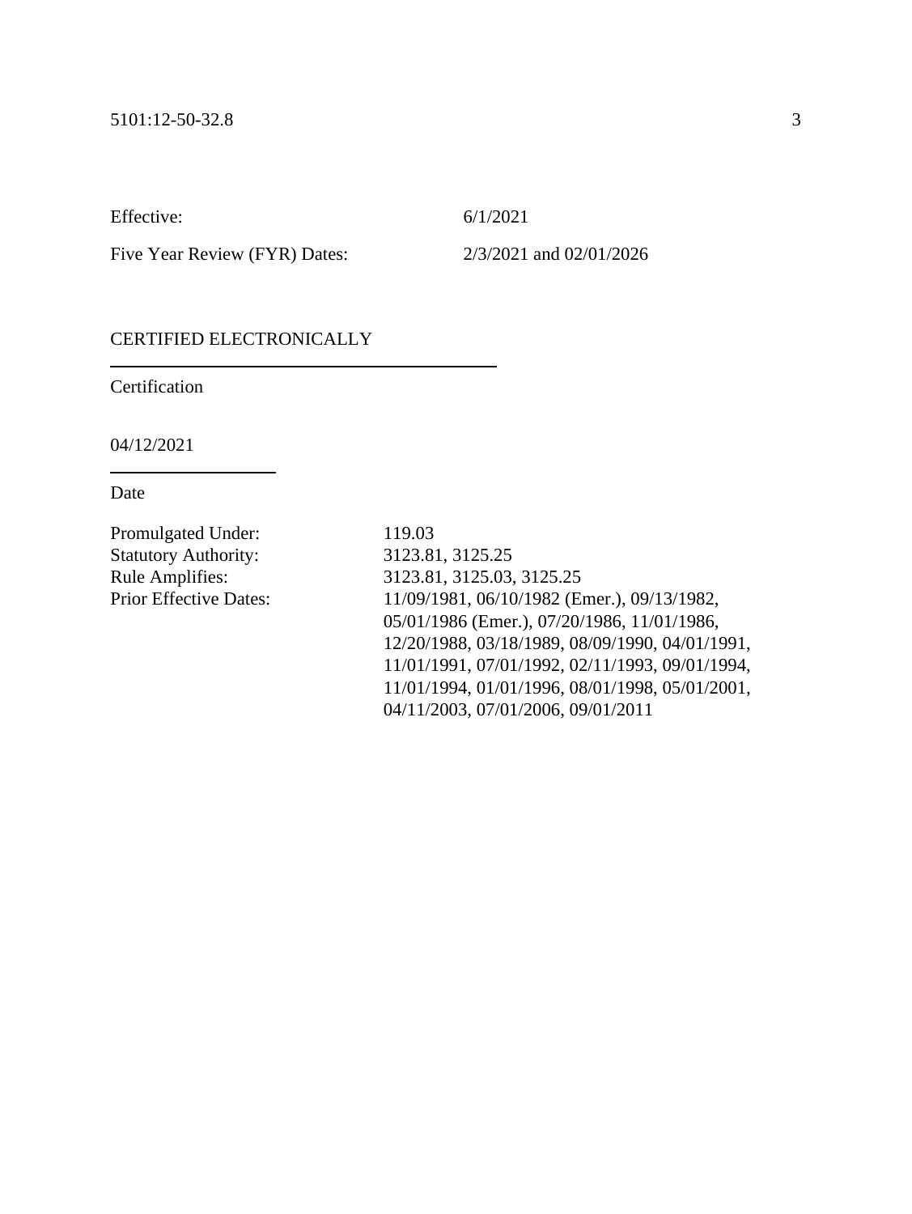Effective: 6/1/2021

Five Year Review (FYR) Dates: 2/3/2021 and 02/01/2026

CERTIFIED ELECTRONICALLY

Certification

04/12/2021

Date

Promulgated Under: 119.03
Statutory Authority: 3123.81, 3125.25
Rule Amplifies: 3123.81, 3125.03, 3125.25
Prior Effective Dates: 11/09/1981, 06/10/1982 (Emer.), 09/13/1982, 05/01/1986 (Emer.), 07/20/1986, 11/01/1986, 12/20/1988, 03/18/1989, 08/09/1990, 04/01/1991, 11/01/1991, 07/01/1992, 02/11/1993, 09/01/1994, 11/01/1994, 01/01/1996, 08/01/1998, 05/01/2001, 04/11/2003, 07/01/2006, 09/01/2011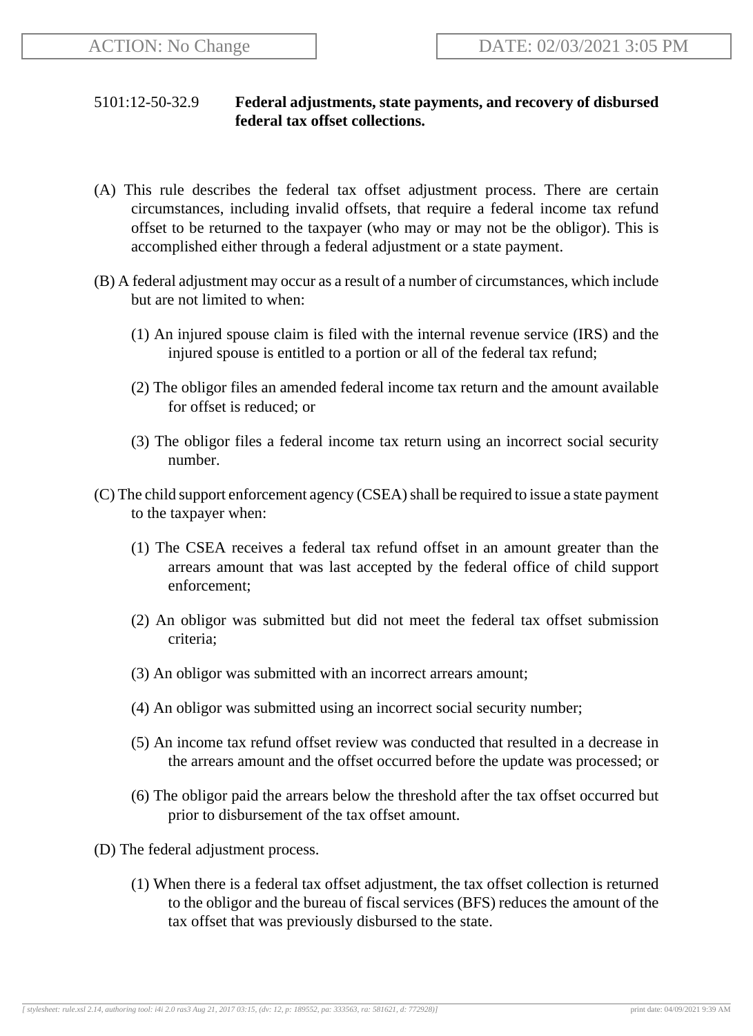5101:12-50-32.9 **Federal adjustments, state payments, and recovery of disbursed federal tax offset collections.**

(A) This rule describes the federal tax offset adjustment process. There are certain circumstances, including invalid offsets, that require a federal income tax refund offset to be returned to the taxpayer (who may or may not be the obligor). This is accomplished either through a federal adjustment or a state payment.

(B) A federal adjustment may occur as a result of a number of circumstances, which include but are not limited to when:

(1) An injured spouse claim is filed with the internal revenue service (IRS) and the injured spouse is entitled to a portion or all of the federal tax refund;

(2) The obligor files an amended federal income tax return and the amount available for offset is reduced; or

(3) The obligor files a federal income tax return using an incorrect social security number.

(C) The child support enforcement agency (CSEA) shall be required to issue a state payment to the taxpayer when:

(1) The CSEA receives a federal tax refund offset in an amount greater than the arrears amount that was last accepted by the federal office of child support enforcement;

(2) An obligor was submitted but did not meet the federal tax offset submission criteria;

(3) An obligor was submitted with an incorrect arrears amount;

(4) An obligor was submitted using an incorrect social security number;

(5) An income tax refund offset review was conducted that resulted in a decrease in the arrears amount and the offset occurred before the update was processed; or

(6) The obligor paid the arrears below the threshold after the tax offset occurred but prior to disbursement of the tax offset amount.

(D) The federal adjustment process.

(1) When there is a federal tax offset adjustment, the tax offset collection is returned to the obligor and the bureau of fiscal services (BFS) reduces the amount of the tax offset that was previously disbursed to the state.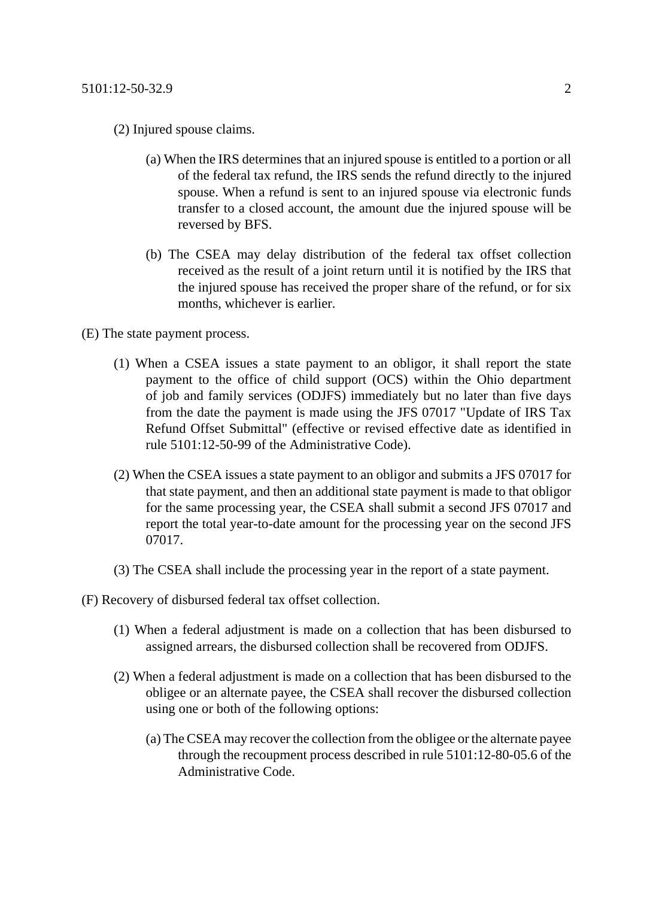(2) Injured spouse claims.

(a) When the IRS determines that an injured spouse is entitled to a portion or all of the federal tax refund, the IRS sends the refund directly to the injured spouse. When a refund is sent to an injured spouse via electronic funds transfer to a closed account, the amount due the injured spouse will be reversed by BFS.

(b) The CSEA may delay distribution of the federal tax offset collection received as the result of a joint return until it is notified by the IRS that the injured spouse has received the proper share of the refund, or for six months, whichever is earlier.

(E) The state payment process.

(1) When a CSEA issues a state payment to an obligor, it shall report the state payment to the office of child support (OCS) within the Ohio department of job and family services (ODJFS) immediately but no later than five days from the date the payment is made using the JFS 07017 "Update of IRS Tax Refund Offset Submittal" (effective or revised effective date as identified in rule 5101:12-50-99 of the Administrative Code).

(2) When the CSEA issues a state payment to an obligor and submits a JFS 07017 for that state payment, and then an additional state payment is made to that obligor for the same processing year, the CSEA shall submit a second JFS 07017 and report the total year-to-date amount for the processing year on the second JFS 07017.

(3) The CSEA shall include the processing year in the report of a state payment.

(F) Recovery of disbursed federal tax offset collection.

(1) When a federal adjustment is made on a collection that has been disbursed to assigned arrears, the disbursed collection shall be recovered from ODJFS.

(2) When a federal adjustment is made on a collection that has been disbursed to the obligee or an alternate payee, the CSEA shall recover the disbursed collection using one or both of the following options:

(a) The CSEA may recover the collection from the obligee or the alternate payee through the recoupment process described in rule 5101:12-80-05.6 of the Administrative Code.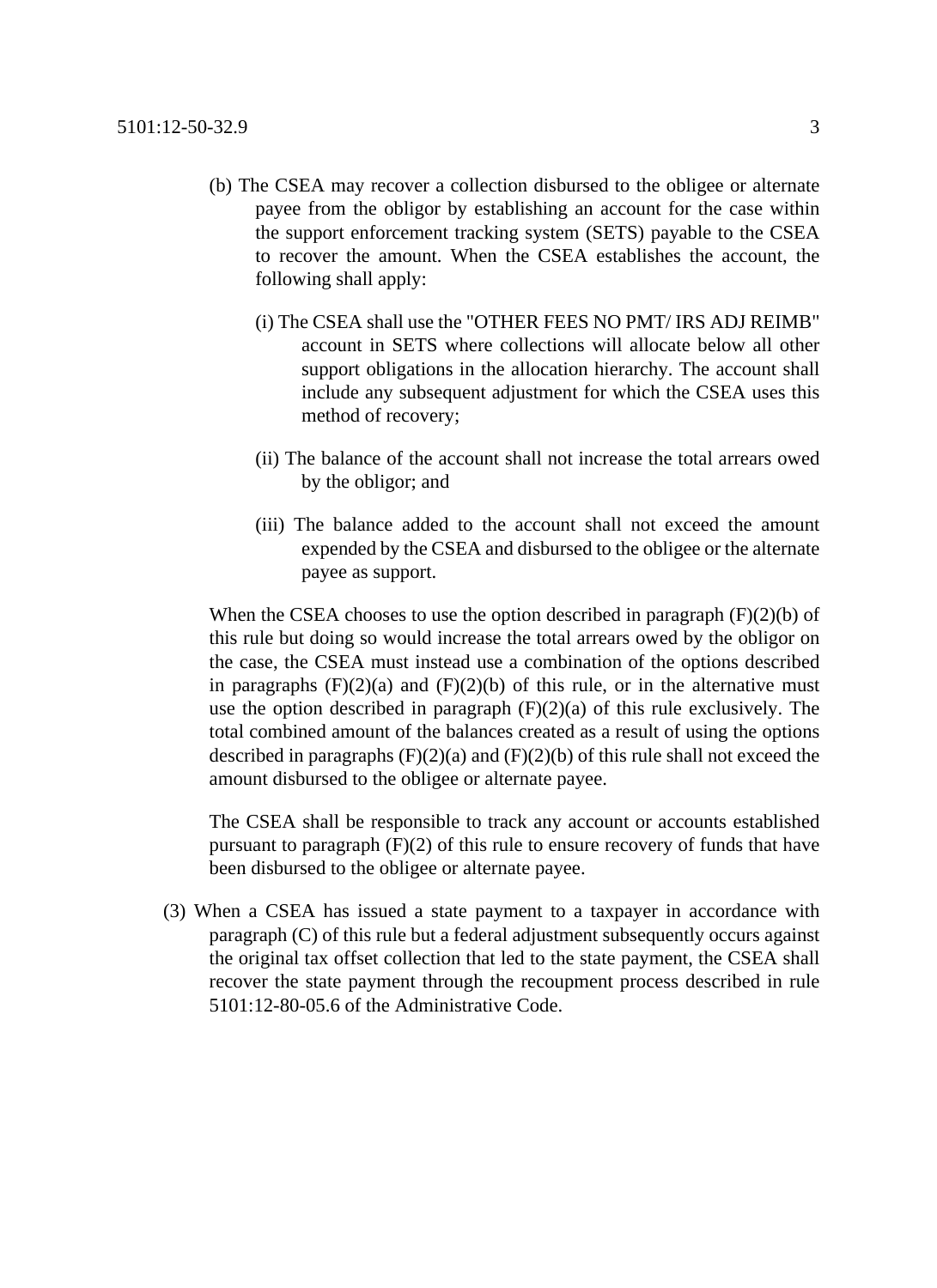(b) The CSEA may recover a collection disbursed to the obligee or alternate payee from the obligor by establishing an account for the case within the support enforcement tracking system (SETS) payable to the CSEA to recover the amount. When the CSEA establishes the account, the following shall apply:

(i) The CSEA shall use the "OTHER FEES NO PMT/ IRS ADJ REIMB" account in SETS where collections will allocate below all other support obligations in the allocation hierarchy. The account shall include any subsequent adjustment for which the CSEA uses this method of recovery;

(ii) The balance of the account shall not increase the total arrears owed by the obligor; and

(iii) The balance added to the account shall not exceed the amount expended by the CSEA and disbursed to the obligee or the alternate payee as support.

When the CSEA chooses to use the option described in paragraph (F)(2)(b) of this rule but doing so would increase the total arrears owed by the obligor on the case, the CSEA must instead use a combination of the options described in paragraphs (F)(2)(a) and (F)(2)(b) of this rule, or in the alternative must use the option described in paragraph (F)(2)(a) of this rule exclusively. The total combined amount of the balances created as a result of using the options described in paragraphs (F)(2)(a) and (F)(2)(b) of this rule shall not exceed the amount disbursed to the obligee or alternate payee.

The CSEA shall be responsible to track any account or accounts established pursuant to paragraph (F)(2) of this rule to ensure recovery of funds that have been disbursed to the obligee or alternate payee.

(3) When a CSEA has issued a state payment to a taxpayer in accordance with paragraph (C) of this rule but a federal adjustment subsequently occurs against the original tax offset collection that led to the state payment, the CSEA shall recover the state payment through the recoupment process described in rule 5101:12-80-05.6 of the Administrative Code.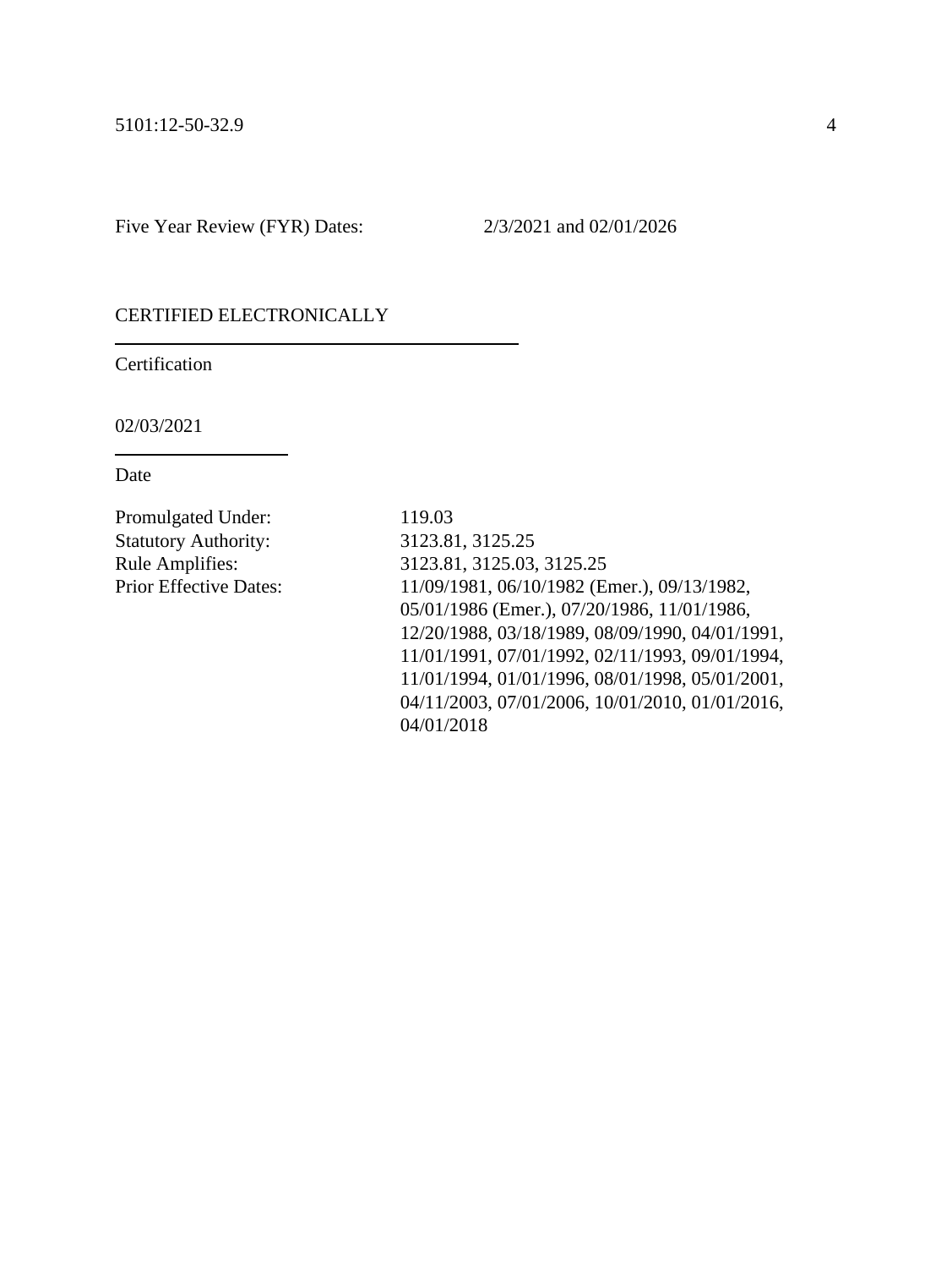Five Year Review (FYR) Dates: 2/3/2021 and 02/01/2026

CERTIFIED ELECTRONICALLY

---

Certification

02/03/2021

---

Date

Promulgated Under: 119.03
Statutory Authority: 3123.81, 3125.25
Rule Amplifies: 3123.81, 3125.03, 3125.25
Prior Effective Dates: 11/09/1981, 06/10/1982 (Emer.), 09/13/1982, 05/01/1986 (Emer.), 07/20/1986, 11/01/1986, 12/20/1988, 03/18/1989, 08/09/1990, 04/01/1991, 11/01/1991, 07/01/1992, 02/11/1993, 09/01/1994, 11/01/1994, 01/01/1996, 08/01/1998, 05/01/2001, 04/11/2003, 07/01/2006, 10/01/2010, 01/01/2016, 04/01/2018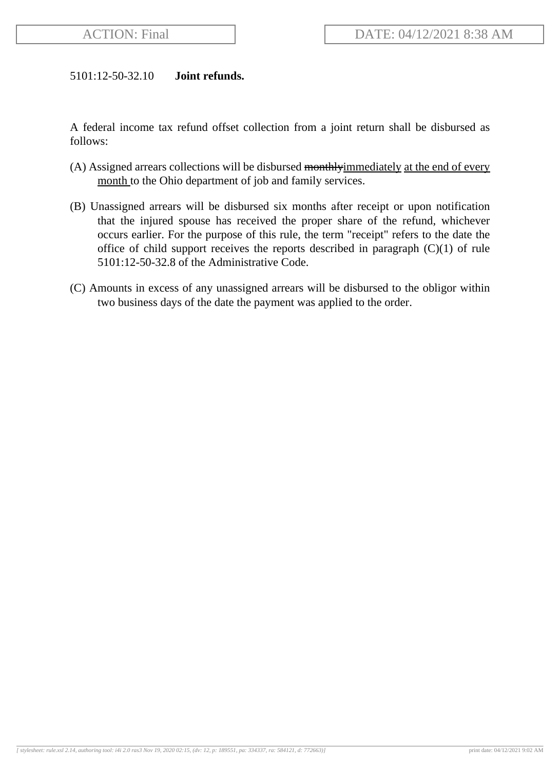5101:12-50-32.10 **Joint refunds.**

A federal income tax refund offset collection from a joint return shall be disbursed as follows:

(A) Assigned arrears collections will be disbursed ~~monthly~~<u>immediately</u> <u>at the end of every month</u> to the Ohio department of job and family services.

(B) Unassigned arrears will be disbursed six months after receipt or upon notification that the injured spouse has received the proper share of the refund, whichever occurs earlier. For the purpose of this rule, the term "receipt" refers to the date the office of child support receives the reports described in paragraph (C)(1) of rule 5101:12-50-32.8 of the Administrative Code.

(C) Amounts in excess of any unassigned arrears will be disbursed to the obligor within two business days of the date the payment was applied to the order.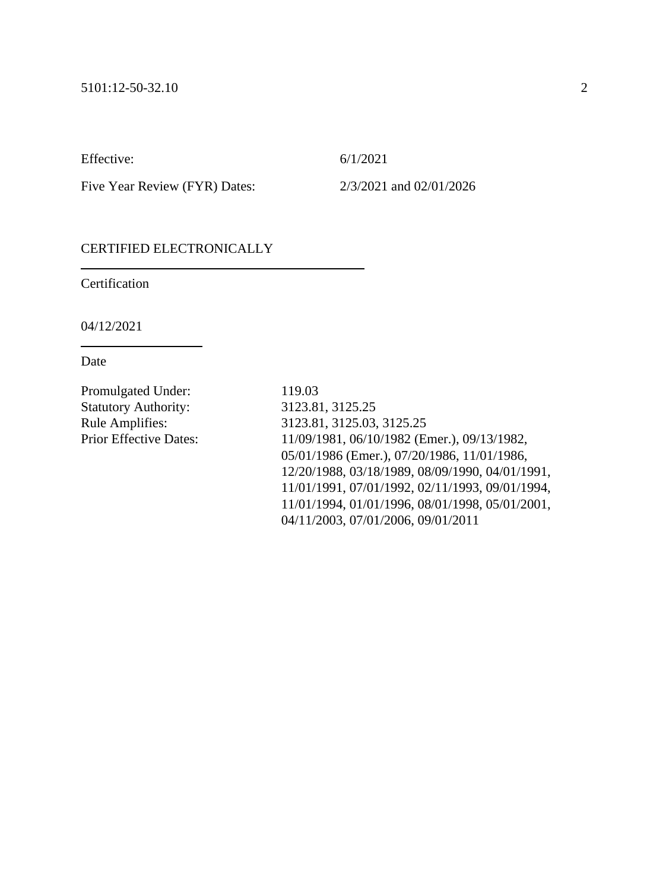Effective: 6/1/2021

Five Year Review (FYR) Dates: 2/3/2021 and 02/01/2026

CERTIFIED ELECTRONICALLY

Certification

04/12/2021

Date

| | |
|---|---|
| Promulgated Under: | 119.03 |
| Statutory Authority: | 3123.81, 3125.25 |
| Rule Amplifies: | 3123.81, 3125.03, 3125.25 |
| Prior Effective Dates: | 11/09/1981, 06/10/1982 (Emer.), 09/13/1982, 05/01/1986 (Emer.), 07/20/1986, 11/01/1986, 12/20/1988, 03/18/1989, 08/09/1990, 04/01/1991, 11/01/1991, 07/01/1992, 02/11/1993, 09/01/1994, 11/01/1994, 01/01/1996, 08/01/1998, 05/01/2001, 04/11/2003, 07/01/2006, 09/01/2011 |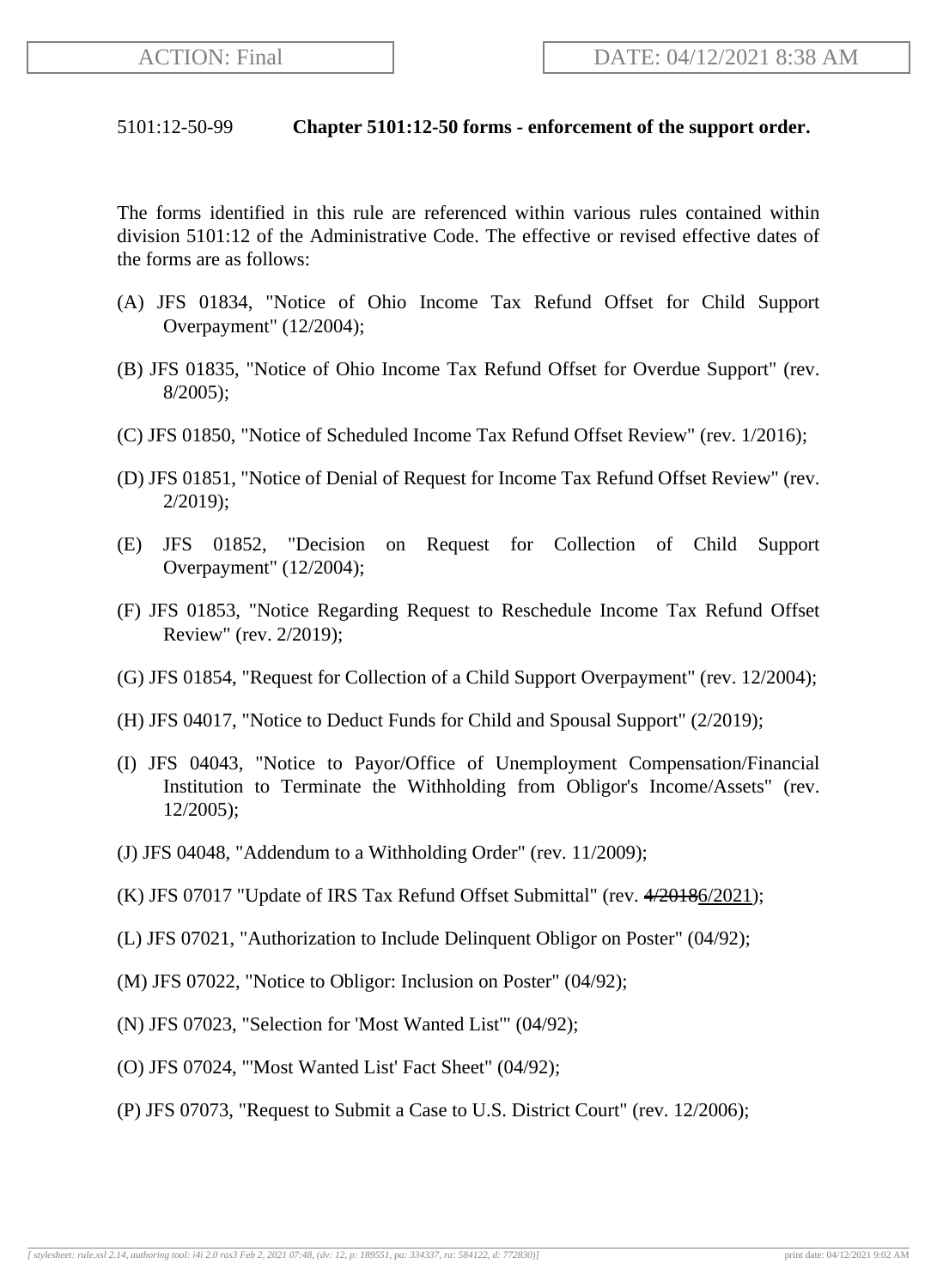ACTION: Final

DATE: 04/12/2021 8:38 AM

5101:12-50-99 **Chapter 5101:12-50 forms - enforcement of the support order.**

The forms identified in this rule are referenced within various rules contained within division 5101:12 of the Administrative Code. The effective or revised effective dates of the forms are as follows:

(A) JFS 01834, "Notice of Ohio Income Tax Refund Offset for Child Support Overpayment" (12/2004);

(B) JFS 01835, "Notice of Ohio Income Tax Refund Offset for Overdue Support" (rev. 8/2005);

(C) JFS 01850, "Notice of Scheduled Income Tax Refund Offset Review" (rev. 1/2016);

(D) JFS 01851, "Notice of Denial of Request for Income Tax Refund Offset Review" (rev. 2/2019);

(E) JFS 01852, "Decision on Request for Collection of Child Support Overpayment" (12/2004);

(F) JFS 01853, "Notice Regarding Request to Reschedule Income Tax Refund Offset Review" (rev. 2/2019);

(G) JFS 01854, "Request for Collection of a Child Support Overpayment" (rev. 12/2004);

(H) JFS 04017, "Notice to Deduct Funds for Child and Spousal Support" (2/2019);

(I) JFS 04043, "Notice to Payor/Office of Unemployment Compensation/Financial Institution to Terminate the Withholding from Obligor's Income/Assets" (rev. 12/2005);

(J) JFS 04048, "Addendum to a Withholding Order" (rev. 11/2009);

(K) JFS 07017 "Update of IRS Tax Refund Offset Submittal" (rev. ~~4/2018~~6/2021);

(L) JFS 07021, "Authorization to Include Delinquent Obligor on Poster" (04/92);

(M) JFS 07022, "Notice to Obligor: Inclusion on Poster" (04/92);

(N) JFS 07023, "Selection for 'Most Wanted List'" (04/92);

(O) JFS 07024, "'Most Wanted List' Fact Sheet" (04/92);

(P) JFS 07073, "Request to Submit a Case to U.S. District Court" (rev. 12/2006);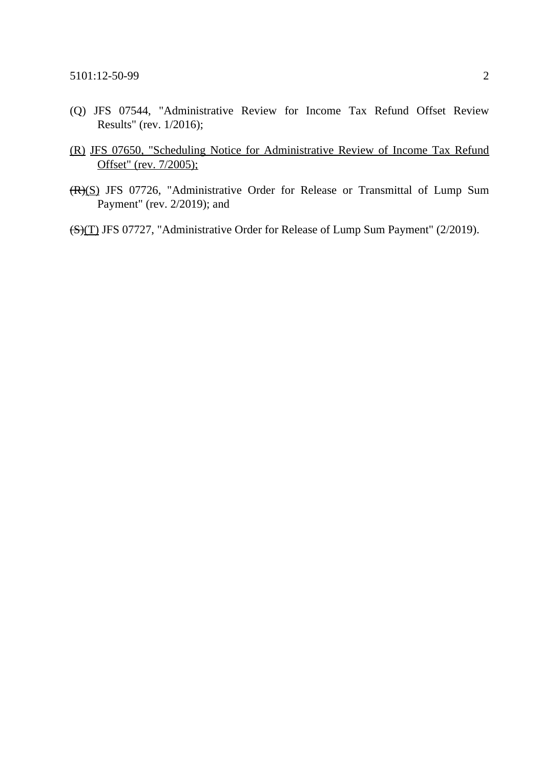(Q) JFS 07544, "Administrative Review for Income Tax Refund Offset Review Results" (rev. 1/2016);

<u>(R) JFS 07650, "Scheduling Notice for Administrative Review of Income Tax Refund Offset" (rev. 7/2005);</u>

~~(R)~~<u>(S)</u> JFS 07726, "Administrative Order for Release or Transmittal of Lump Sum Payment" (rev. 2/2019); and

~~(S)~~<u>(T)</u> JFS 07727, "Administrative Order for Release of Lump Sum Payment" (2/2019).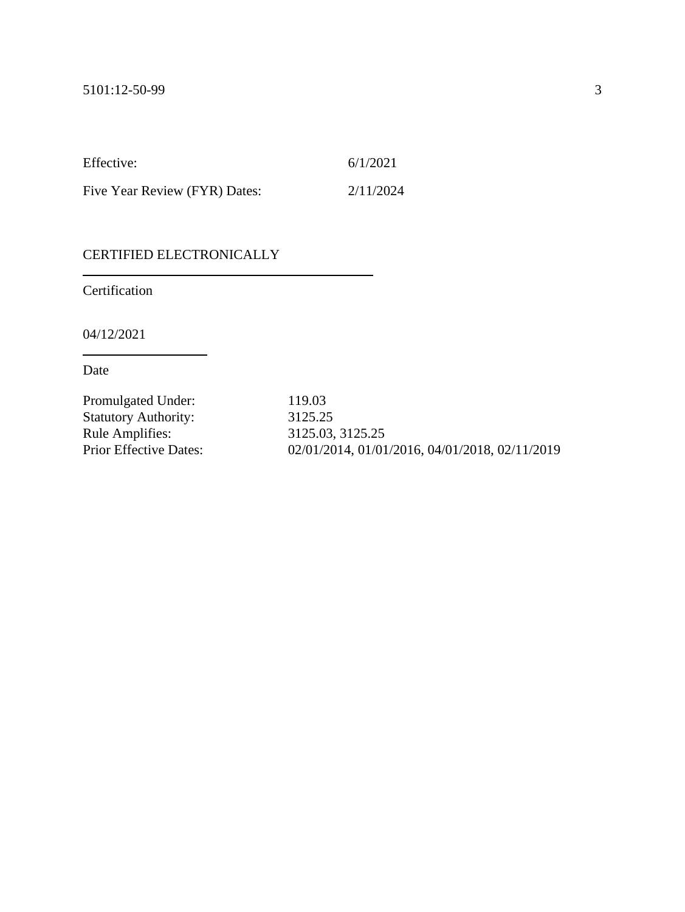| | |
|---|---|
| Effective: | 6/1/2021 |
| Five Year Review (FYR) Dates: | 2/11/2024 |

CERTIFIED ELECTRONICALLY

Certification

04/12/2021

Date

| | |
|---|---|
| Promulgated Under: | 119.03 |
| Statutory Authority: | 3125.25 |
| Rule Amplifies: | 3125.03, 3125.25 |
| Prior Effective Dates: | 02/01/2014, 01/01/2016, 04/01/2018, 02/11/2019 |